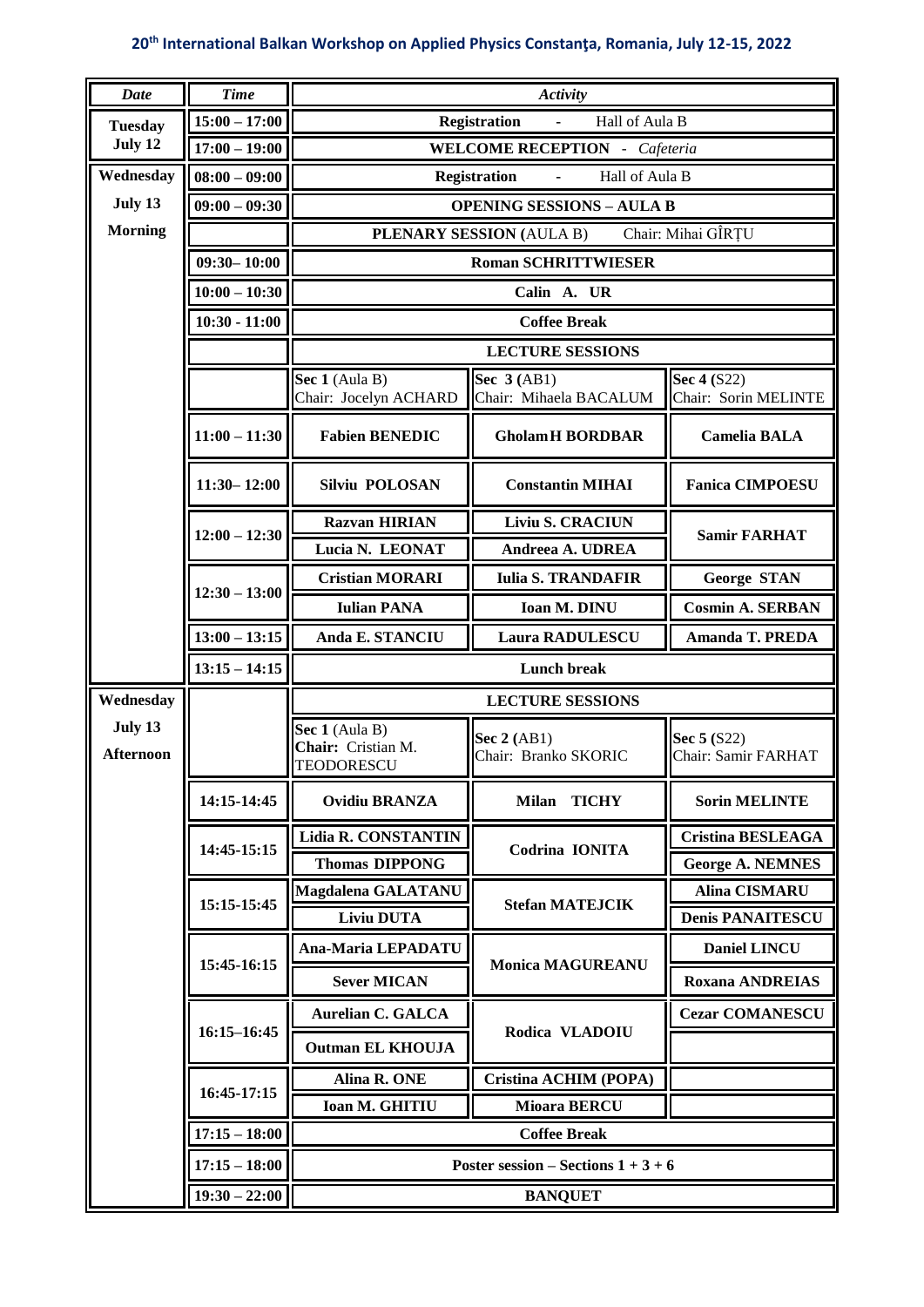## 20th International Balkan Workshop on Applied Physics Constanţa, Romania, July 12-15, 2022

| *Date* | *Time* | *Activity* | | |
|---|---|---|---|---|
| **Tuesday July 12** | **15:00 – 17:00** | **Registration** - Hall of Aula B | | |
| | **17:00 – 19:00** | **WELCOME RECEPTION** - *Cafeteria* | | |
| **Wednesday July 13 Morning** | **08:00 – 09:00** | **Registration** - Hall of Aula B | | |
| | **09:00 – 09:30** | **OPENING SESSIONS – AULA B** | | |
| | | **PLENARY SESSION** (AULA B) Chair: Mihai GÎRȚU | | |
| | **09:30– 10:00** | **Roman SCHRITTWIESER** | | |
| | **10:00 – 10:30** | **Calin A. UR** | | |
| | **10:30 - 11:00** | **Coffee Break** | | |
| | | **LECTURE SESSIONS** | | |
| | | **Sec 1** (Aula B) Chair: Jocelyn ACHARD | **Sec 3** (AB1) Chair: Mihaela BACALUM | **Sec 4** (S22) Chair: Sorin MELINTE |
| | **11:00 – 11:30** | **Fabien BENEDIC** | **GholamH BORDBAR** | **Camelia BALA** |
| | **11:30– 12:00** | **Silviu POLOSAN** | **Constantin MIHAI** | **Fanica CIMPOESU** |
| | **12:00 – 12:30** | **Razvan HIRIAN** | **Liviu S. CRACIUN** | **Samir FARHAT** |
| | | **Lucia N. LEONAT** | **Andreea A. UDREA** | |
| | **12:30 – 13:00** | **Cristian MORARI** | **Iulia S. TRANDAFIR** | **George STAN** |
| | | **Iulian PANA** | **Ioan M. DINU** | **Cosmin A. SERBAN** |
| | **13:00 – 13:15** | **Anda E. STANCIU** | **Laura RADULESCU** | **Amanda T. PREDA** |
| | **13:15 – 14:15** | **Lunch break** | | |
| **Wednesday July 13 Afternoon** | | **LECTURE SESSIONS** | | |
| | | **Sec 1** (Aula B) **Chair:** Cristian M. TEODORESCU | **Sec 2** (AB1) Chair: Branko SKORIC | **Sec 5** (S22) Chair: Samir FARHAT |
| | **14:15-14:45** | **Ovidiu BRANZA** | **Milan TICHY** | **Sorin MELINTE** |
| | **14:45-15:15** | **Lidia R. CONSTANTIN** | **Codrina IONITA** | **Cristina BESLEAGA** |
| | | **Thomas DIPPONG** | | **George A. NEMNES** |
| | **15:15-15:45** | **Magdalena GALATANU** | **Stefan MATEJCIK** | **Alina CISMARU** |
| | | **Liviu DUTA** | | **Denis PANAITESCU** |
| | **15:45-16:15** | **Ana-Maria LEPADATU** | **Monica MAGUREANU** | **Daniel LINCU** |
| | | **Sever MICAN** | | **Roxana ANDREIAS** |
| | **16:15–16:45** | **Aurelian C. GALCA** | **Rodica VLADOIU** | **Cezar COMANESCU** |
| | | **Outman EL KHOUJA** | | |
| | **16:45-17:15** | **Alina R. ONE** | **Cristina ACHIM (POPA)** | |
| | | **Ioan M. GHITIU** | **Mioara BERCU** | |
| | **17:15 – 18:00** | **Coffee Break** | | |
| | **17:15 – 18:00** | **Poster session – Sections 1 + 3 + 6** | | |
| | **19:30 – 22:00** | **BANQUET** | | |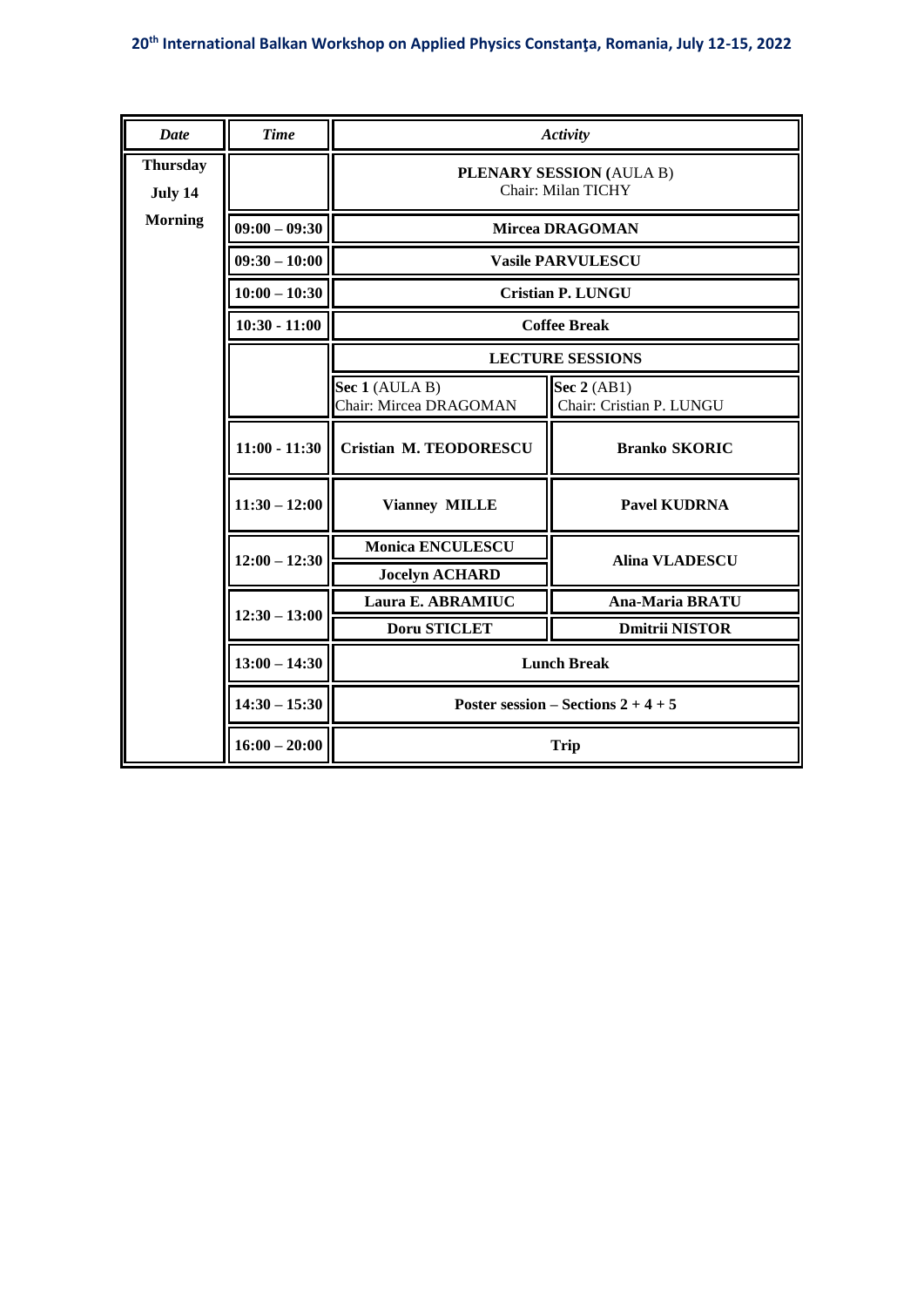| *Date* | *Time* | *Activity* | |
|---|---|---|---|
| **Thursday July 14 Morning** | | **PLENARY SESSION (**AULA B) Chair: Milan TICHY | |
| | **09:00 – 09:30** | **Mircea DRAGOMAN** | |
| | **09:30 – 10:00** | **Vasile PARVULESCU** | |
| | **10:00 – 10:30** | **Cristian P. LUNGU** | |
| | **10:30 - 11:00** | **Coffee Break** | |
| | | **LECTURE SESSIONS** | |
| | | **Sec 1** (AULA B) Chair: Mircea DRAGOMAN | **Sec 2** (AB1) Chair: Cristian P. LUNGU |
| | **11:00 - 11:30** | **Cristian M. TEODORESCU** | **Branko SKORIC** |
| | **11:30 – 12:00** | **Vianney MILLE** | **Pavel KUDRNA** |
| | **12:00 – 12:30** | **Monica ENCULESCU** | **Alina VLADESCU** |
| | | **Jocelyn ACHARD** | |
| | **12:30 – 13:00** | **Laura E. ABRAMIUC** | **Ana-Maria BRATU** |
| | | **Doru STICLET** | **Dmitrii NISTOR** |
| | **13:00 – 14:30** | **Lunch Break** | |
| | **14:30 – 15:30** | **Poster session – Sections 2 + 4 + 5** | |
| | **16:00 – 20:00** | **Trip** | |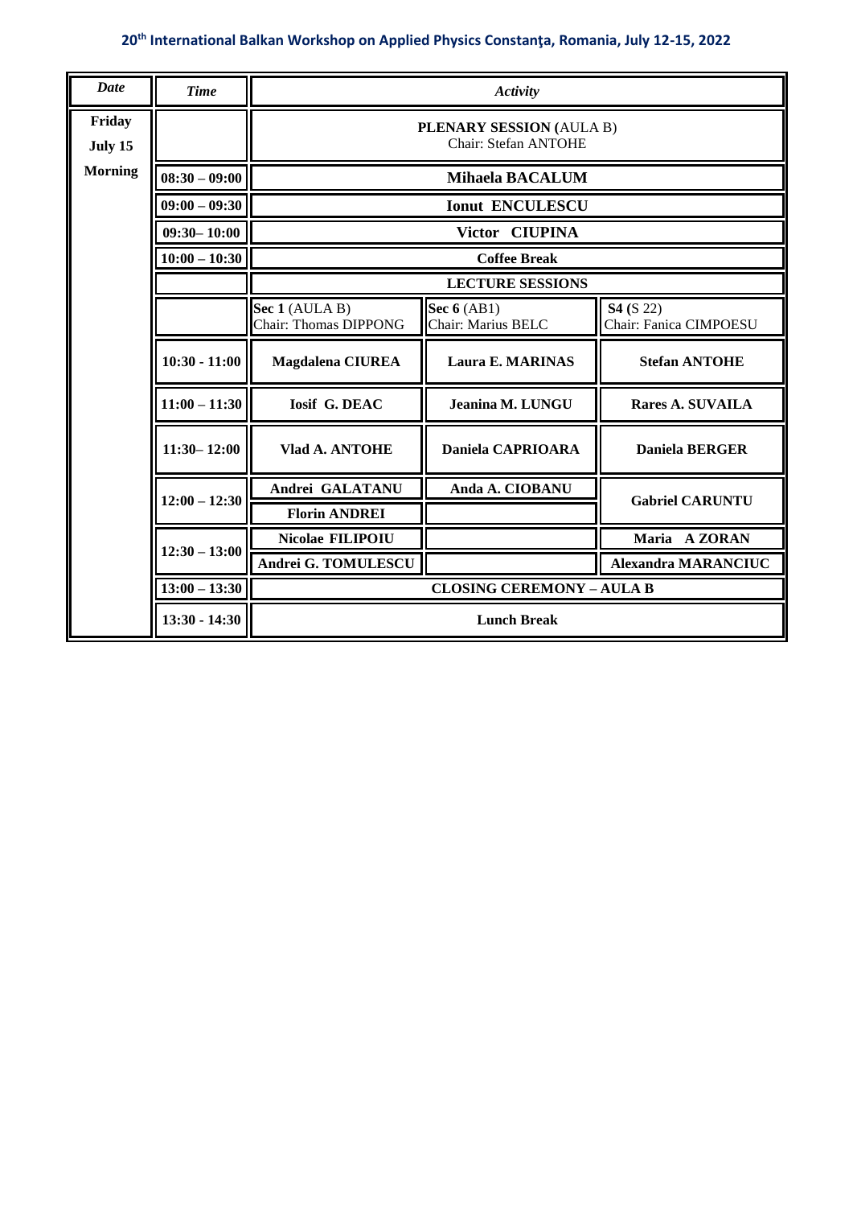| Date | Time | Activity | | |
|---|---|---|---|---|
| Friday July 15 Morning | | **PLENARY SESSION** (AULA B) Chair: Stefan ANTOHE | | |
| | 08:30 – 09:00 | **Mihaela BACALUM** | | |
| | 09:00 – 09:30 | **Ionut ENCULESCU** | | |
| | 09:30– 10:00 | **Victor CIUPINA** | | |
| | 10:00 – 10:30 | **Coffee Break** | | |
| | | **LECTURE SESSIONS** | | |
| | | **Sec 1** (AULA B) Chair: Thomas DIPPONG | **Sec 6** (AB1) Chair: Marius BELC | **S4** (S 22) Chair: Fanica CIMPOESU |
| | 10:30 - 11:00 | **Magdalena CIUREA** | **Laura E. MARINAS** | **Stefan ANTOHE** |
| | 11:00 – 11:30 | **Iosif G. DEAC** | **Jeanina M. LUNGU** | **Rares A. SUVAILA** |
| | 11:30– 12:00 | **Vlad A. ANTOHE** | **Daniela CAPRIOARA** | **Daniela BERGER** |
| | 12:00 – 12:30 | **Andrei GALATANU** | **Anda A. CIOBANU** | **Gabriel CARUNTU** |
| | | **Florin ANDREI** | | |
| | 12:30 – 13:00 | **Nicolae FILIPOIU** | | **Maria A ZORAN** |
| | | **Andrei G. TOMULESCU** | | **Alexandra MARANCIUC** |
| | 13:00 – 13:30 | **CLOSING CEREMONY – AULA B** | | |
| | 13:30 - 14:30 | **Lunch Break** | | |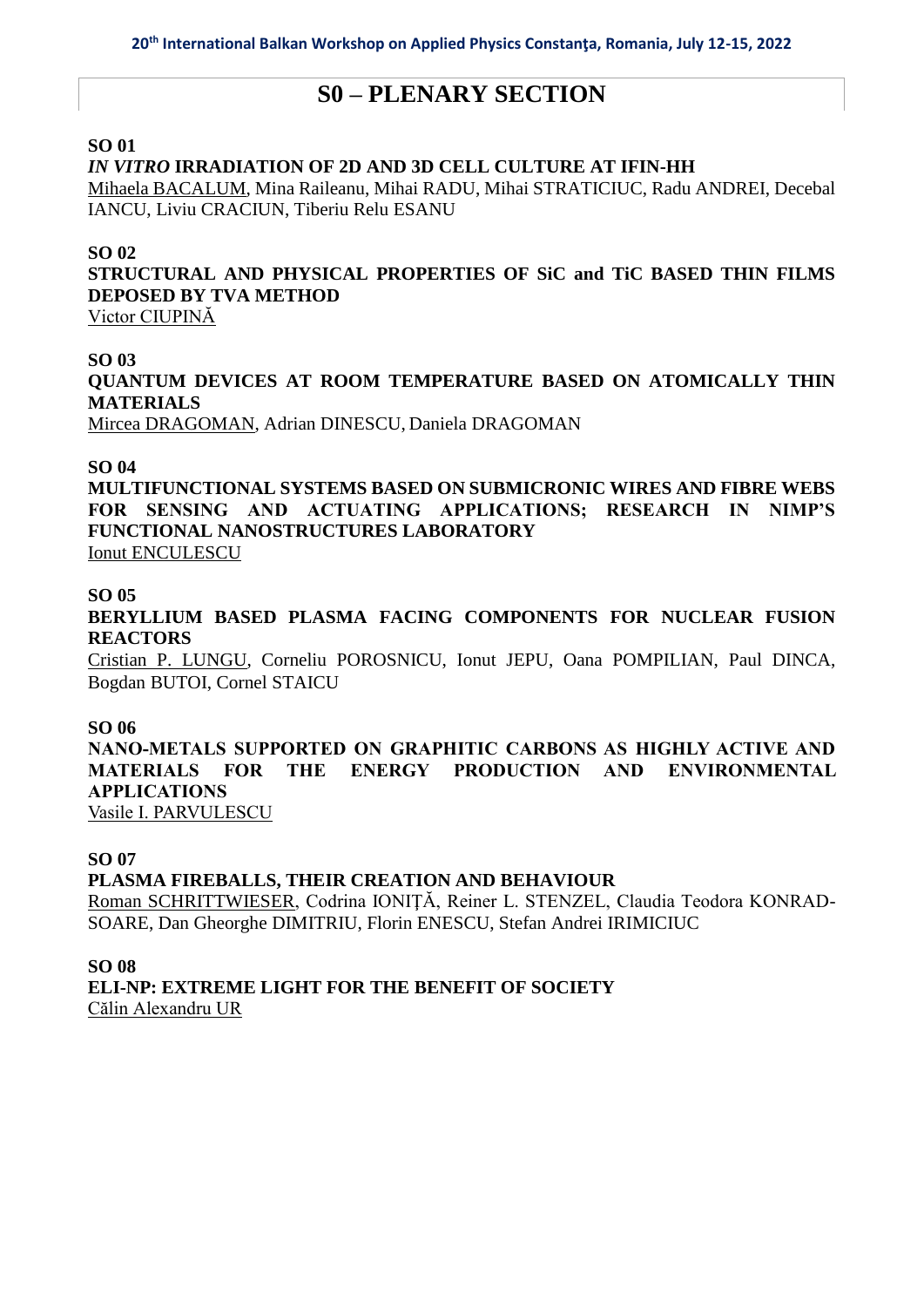# S0 – PLENARY SECTION

**SO 01**

***IN VITRO* IRRADIATION OF 2D AND 3D CELL CULTURE AT IFIN-HH**

Mihaela BACALUM, Mina Raileanu, Mihai RADU, Mihai STRATICIUC, Radu ANDREI, Decebal IANCU, Liviu CRACIUN, Tiberiu Relu ESANU

**SO 02**

**STRUCTURAL AND PHYSICAL PROPERTIES OF SiC and TiC BASED THIN FILMS DEPOSED BY TVA METHOD**

Victor CIUPINĂ

**SO 03**

**QUANTUM DEVICES AT ROOM TEMPERATURE BASED ON ATOMICALLY THIN MATERIALS**

Mircea DRAGOMAN, Adrian DINESCU, Daniela DRAGOMAN

**SO 04**

**MULTIFUNCTIONAL SYSTEMS BASED ON SUBMICRONIC WIRES AND FIBRE WEBS FOR SENSING AND ACTUATING APPLICATIONS; RESEARCH IN NIMP'S FUNCTIONAL NANOSTRUCTURES LABORATORY**

Ionut ENCULESCU

**SO 05**

**BERYLLIUM BASED PLASMA FACING COMPONENTS FOR NUCLEAR FUSION REACTORS**

Cristian P. LUNGU, Corneliu POROSNICU, Ionut JEPU, Oana POMPILIAN, Paul DINCA, Bogdan BUTOI, Cornel STAICU

**SO 06**

**NANO-METALS SUPPORTED ON GRAPHITIC CARBONS AS HIGHLY ACTIVE AND MATERIALS FOR THE ENERGY PRODUCTION AND ENVIRONMENTAL APPLICATIONS**

Vasile I. PARVULESCU

**SO 07**

**PLASMA FIREBALLS, THEIR CREATION AND BEHAVIOUR**

Roman SCHRITTWIESER, Codrina IONIȚĂ, Reiner L. STENZEL, Claudia Teodora KONRAD-SOARE, Dan Gheorghe DIMITRIU, Florin ENESCU, Stefan Andrei IRIMICIUC

**SO 08**

**ELI-NP: EXTREME LIGHT FOR THE BENEFIT OF SOCIETY**

Călin Alexandru UR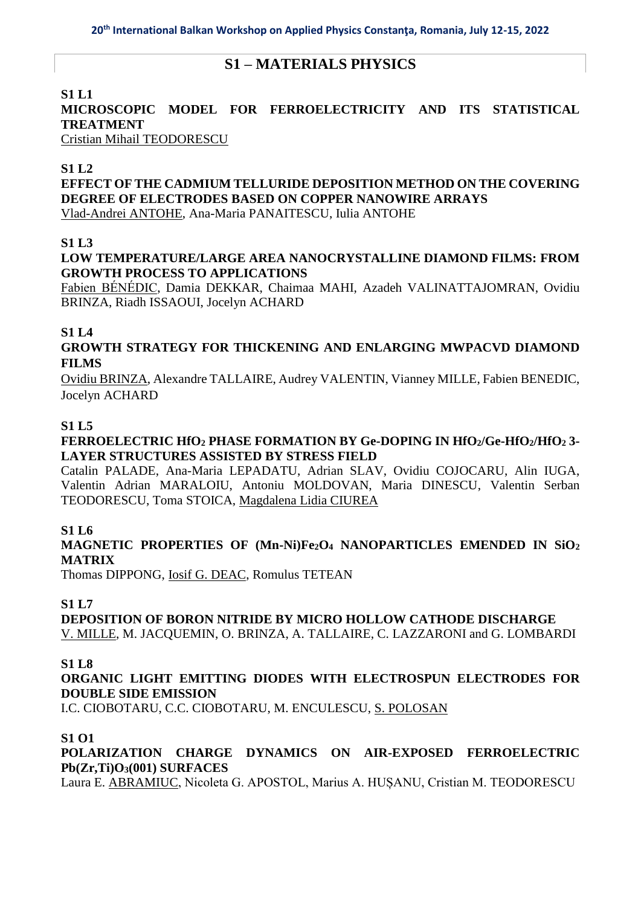# S1 – MATERIALS PHYSICS

**S1 L1**

**MICROSCOPIC MODEL FOR FERROELECTRICITY AND ITS STATISTICAL TREATMENT**

Cristian Mihail TEODORESCU

**S1 L2**

**EFFECT OF THE CADMIUM TELLURIDE DEPOSITION METHOD ON THE COVERING DEGREE OF ELECTRODES BASED ON COPPER NANOWIRE ARRAYS**

Vlad-Andrei ANTOHE, Ana-Maria PANAITESCU, Iulia ANTOHE

**S1 L3**

**LOW TEMPERATURE/LARGE AREA NANOCRYSTALLINE DIAMOND FILMS: FROM GROWTH PROCESS TO APPLICATIONS**

Fabien BÉNÉDIC, Damia DEKKAR, Chaimaa MAHI, Azadeh VALINATTAJOMRAN, Ovidiu BRINZA, Riadh ISSAOUI, Jocelyn ACHARD

**S1 L4**

**GROWTH STRATEGY FOR THICKENING AND ENLARGING MWPACVD DIAMOND FILMS**

Ovidiu BRINZA, Alexandre TALLAIRE, Audrey VALENTIN, Vianney MILLE, Fabien BENEDIC, Jocelyn ACHARD

**S1 L5**

**FERROELECTRIC $HfO_2$ PHASE FORMATION BY Ge-DOPING IN $HfO_2$/Ge-$HfO_2$/$HfO_2$ 3-LAYER STRUCTURES ASSISTED BY STRESS FIELD**

Catalin PALADE, Ana-Maria LEPADATU, Adrian SLAV, Ovidiu COJOCARU, Alin IUGA, Valentin Adrian MARALOIU, Antoniu MOLDOVAN, Maria DINESCU, Valentin Serban TEODORESCU, Toma STOICA, Magdalena Lidia CIUREA

**S1 L6**

**MAGNETIC PROPERTIES OF (Mn-Ni)$Fe_2O_4$ NANOPARTICLES EMENDED IN $SiO_2$ MATRIX**

Thomas DIPPONG, Iosif G. DEAC, Romulus TETEAN

**S1 L7**

**DEPOSITION OF BORON NITRIDE BY MICRO HOLLOW CATHODE DISCHARGE**

V. MILLE, M. JACQUEMIN, O. BRINZA, A. TALLAIRE, C. LAZZARONI and G. LOMBARDI

**S1 L8**

**ORGANIC LIGHT EMITTING DIODES WITH ELECTROSPUN ELECTRODES FOR DOUBLE SIDE EMISSION**

I.C. CIOBOTARU, C.C. CIOBOTARU, M. ENCULESCU, S. POLOSAN

**S1 O1**

**POLARIZATION CHARGE DYNAMICS ON AIR-EXPOSED FERROELECTRIC Pb(Zr,Ti)$O_3$(001) SURFACES**

Laura E. ABRAMIUC, Nicoleta G. APOSTOL, Marius A. HUȘANU, Cristian M. TEODORESCU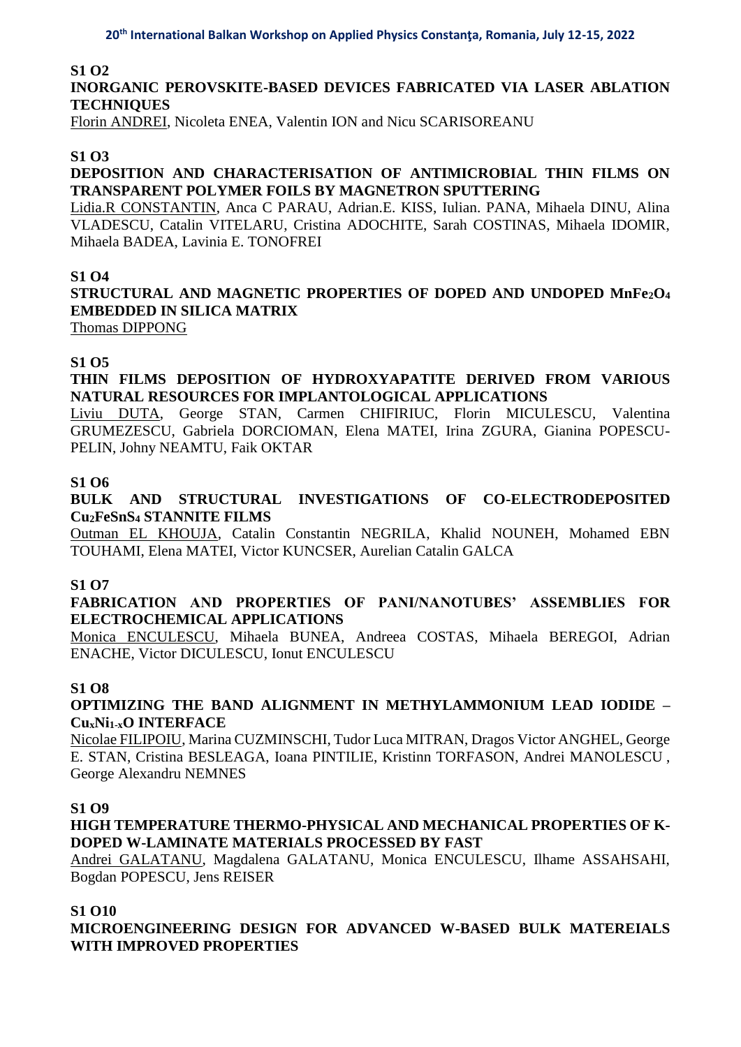**S1 O2**

**INORGANIC PEROVSKITE-BASED DEVICES FABRICATED VIA LASER ABLATION TECHNIQUES**

Florin ANDREI, Nicoleta ENEA, Valentin ION and Nicu SCARISOREANU

**S1 O3**

**DEPOSITION AND CHARACTERISATION OF ANTIMICROBIAL THIN FILMS ON TRANSPARENT POLYMER FOILS BY MAGNETRON SPUTTERING**

Lidia.R CONSTANTIN, Anca C PARAU, Adrian.E. KISS, Iulian. PANA, Mihaela DINU, Alina VLADESCU, Catalin VITELARU, Cristina ADOCHITE, Sarah COSTINAS, Mihaela IDOMIR, Mihaela BADEA, Lavinia E. TONOFREI

**S1 O4**

**STRUCTURAL AND MAGNETIC PROPERTIES OF DOPED AND UNDOPED $MnFe_2O_4$ EMBEDDED IN SILICA MATRIX**

Thomas DIPPONG

**S1 O5**

**THIN FILMS DEPOSITION OF HYDROXYAPATITE DERIVED FROM VARIOUS NATURAL RESOURCES FOR IMPLANTOLOGICAL APPLICATIONS**

Liviu DUTA, George STAN, Carmen CHIFIRIUC, Florin MICULESCU, Valentina GRUMEZESCU, Gabriela DORCIOMAN, Elena MATEI, Irina ZGURA, Gianina POPESCU-PELIN, Johny NEAMTU, Faik OKTAR

**S1 O6**

**BULK AND STRUCTURAL INVESTIGATIONS OF CO-ELECTRODEPOSITED $Cu_2FeSnS_4$ STANNITE FILMS**

Outman EL KHOUJA, Catalin Constantin NEGRILA, Khalid NOUNEH, Mohamed EBN TOUHAMI, Elena MATEI, Victor KUNCSER, Aurelian Catalin GALCA

**S1 O7**

**FABRICATION AND PROPERTIES OF PANI/NANOTUBES' ASSEMBLIES FOR ELECTROCHEMICAL APPLICATIONS**

Monica ENCULESCU, Mihaela BUNEA, Andreea COSTAS, Mihaela BEREGOI, Adrian ENACHE, Victor DICULESCU, Ionut ENCULESCU

**S1 O8**

**OPTIMIZING THE BAND ALIGNMENT IN METHYLAMMONIUM LEAD IODIDE – $Cu_xNi_{1-x}O$ INTERFACE**

Nicolae FILIPOIU, Marina CUZMINSCHI, Tudor Luca MITRAN, Dragos Victor ANGHEL, George E. STAN, Cristina BESLEAGA, Ioana PINTILIE, Kristinn TORFASON, Andrei MANOLESCU , George Alexandru NEMNES

**S1 O9**

**HIGH TEMPERATURE THERMO-PHYSICAL AND MECHANICAL PROPERTIES OF K-DOPED W-LAMINATE MATERIALS PROCESSED BY FAST**

Andrei GALATANU, Magdalena GALATANU, Monica ENCULESCU, Ilhame ASSAHSAHI, Bogdan POPESCU, Jens REISER

**S1 O10**

**MICROENGINEERING DESIGN FOR ADVANCED W-BASED BULK MATEREIALS WITH IMPROVED PROPERTIES**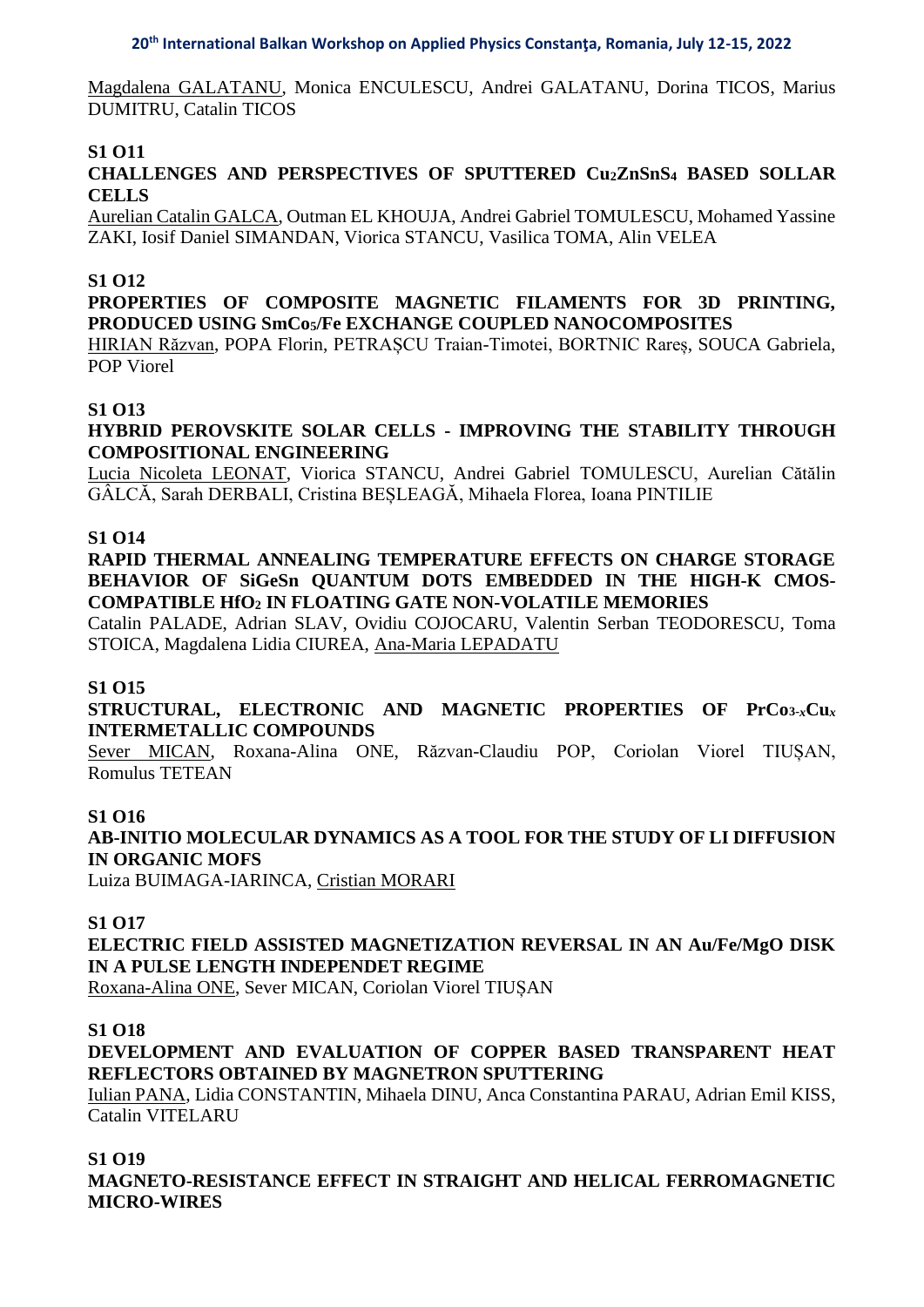Magdalena GALATANU, Monica ENCULESCU, Andrei GALATANU, Dorina TICOS, Marius DUMITRU, Catalin TICOS

**S1 O11**

**CHALLENGES AND PERSPECTIVES OF SPUTTERED $Cu_2ZnSnS_4$ BASED SOLLAR CELLS**

Aurelian Catalin GALCA, Outman EL KHOUJA, Andrei Gabriel TOMULESCU, Mohamed Yassine ZAKI, Iosif Daniel SIMANDAN, Viorica STANCU, Vasilica TOMA, Alin VELEA

**S1 O12**

**PROPERTIES OF COMPOSITE MAGNETIC FILAMENTS FOR 3D PRINTING, PRODUCED USING $SmCo_5$/Fe EXCHANGE COUPLED NANOCOMPOSITES**

HIRIAN Răzvan, POPA Florin, PETRAȘCU Traian-Timotei, BORTNIC Rareș, SOUCA Gabriela, POP Viorel

**S1 O13**

**HYBRID PEROVSKITE SOLAR CELLS - IMPROVING THE STABILITY THROUGH COMPOSITIONAL ENGINEERING**

Lucia Nicoleta LEONAT, Viorica STANCU, Andrei Gabriel TOMULESCU, Aurelian Cătălin GÂLCĂ, Sarah DERBALI, Cristina BEȘLEAGĂ, Mihaela Florea, Ioana PINTILIE

**S1 O14**

**RAPID THERMAL ANNEALING TEMPERATURE EFFECTS ON CHARGE STORAGE BEHAVIOR OF SiGeSn QUANTUM DOTS EMBEDDED IN THE HIGH-K CMOS-COMPATIBLE $HfO_2$ IN FLOATING GATE NON-VOLATILE MEMORIES**

Catalin PALADE, Adrian SLAV, Ovidiu COJOCARU, Valentin Serban TEODORESCU, Toma STOICA, Magdalena Lidia CIUREA, Ana-Maria LEPADATU

**S1 O15**

**STRUCTURAL, ELECTRONIC AND MAGNETIC PROPERTIES OF $PrCo_{3-x}Cu_x$ INTERMETALLIC COMPOUNDS**

Sever MICAN, Roxana-Alina ONE, Răzvan-Claudiu POP, Coriolan Viorel TIUȘAN, Romulus TETEAN

**S1 O16**

**AB-INITIO MOLECULAR DYNAMICS AS A TOOL FOR THE STUDY OF LI DIFFUSION IN ORGANIC MOFS**

Luiza BUIMAGA-IARINCA, Cristian MORARI

**S1 O17**

**ELECTRIC FIELD ASSISTED MAGNETIZATION REVERSAL IN AN Au/Fe/MgO DISK IN A PULSE LENGTH INDEPENDET REGIME**

Roxana-Alina ONE, Sever MICAN, Coriolan Viorel TIUȘAN

**S1 O18**

**DEVELOPMENT AND EVALUATION OF COPPER BASED TRANSPARENT HEAT REFLECTORS OBTAINED BY MAGNETRON SPUTTERING**

Iulian PANA, Lidia CONSTANTIN, Mihaela DINU, Anca Constantina PARAU, Adrian Emil KISS, Catalin VITELARU

**S1 O19**

**MAGNETO-RESISTANCE EFFECT IN STRAIGHT AND HELICAL FERROMAGNETIC MICRO-WIRES**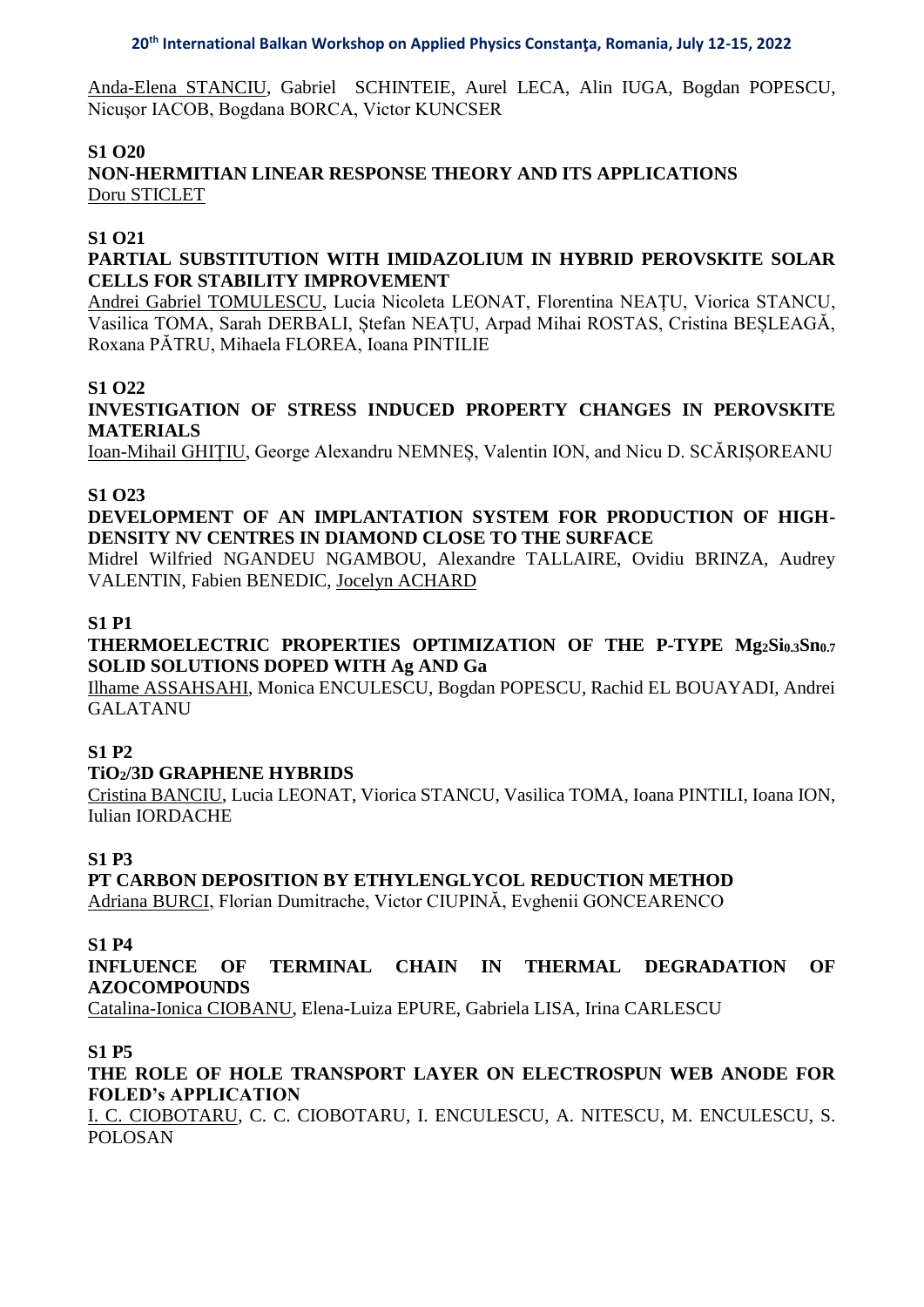Anda-Elena STANCIU, Gabriel SCHINTEIE, Aurel LECA, Alin IUGA, Bogdan POPESCU, Nicuşor IACOB, Bogdana BORCA, Victor KUNCSER

**S1 O20**

**NON-HERMITIAN LINEAR RESPONSE THEORY AND ITS APPLICATIONS**

Doru STICLET

**S1 O21**

**PARTIAL SUBSTITUTION WITH IMIDAZOLIUM IN HYBRID PEROVSKITE SOLAR CELLS FOR STABILITY IMPROVEMENT**

Andrei Gabriel TOMULESCU, Lucia Nicoleta LEONAT, Florentina NEAȚU, Viorica STANCU, Vasilica TOMA, Sarah DERBALI, Ștefan NEAȚU, Arpad Mihai ROSTAS, Cristina BEȘLEAGĂ, Roxana PĂTRU, Mihaela FLOREA, Ioana PINTILIE

**S1 O22**

**INVESTIGATION OF STRESS INDUCED PROPERTY CHANGES IN PEROVSKITE MATERIALS**

Ioan-Mihail GHIȚIU, George Alexandru NEMNEȘ, Valentin ION, and Nicu D. SCĂRIȘOREANU

**S1 O23**

**DEVELOPMENT OF AN IMPLANTATION SYSTEM FOR PRODUCTION OF HIGH-DENSITY NV CENTRES IN DIAMOND CLOSE TO THE SURFACE**

Midrel Wilfried NGANDEU NGAMBOU, Alexandre TALLAIRE, Ovidiu BRINZA, Audrey VALENTIN, Fabien BENEDIC, Jocelyn ACHARD

**S1 P1**

**THERMOELECTRIC PROPERTIES OPTIMIZATION OF THE P-TYPE $Mg_2Si_{0.3}Sn_{0.7}$ SOLID SOLUTIONS DOPED WITH Ag AND Ga**

Ilhame ASSAHSAHI, Monica ENCULESCU, Bogdan POPESCU, Rachid EL BOUAYADI, Andrei GALATANU

**S1 P2**

**$TiO_2$/3D GRAPHENE HYBRIDS**

Cristina BANCIU, Lucia LEONAT, Viorica STANCU, Vasilica TOMA, Ioana PINTILI, Ioana ION, Iulian IORDACHE

**S1 P3**

**PT CARBON DEPOSITION BY ETHYLENGLYCOL REDUCTION METHOD**

Adriana BURCI, Florian Dumitrache, Victor CIUPINĂ, Evghenii GONCEARENCO

**S1 P4**

**INFLUENCE OF TERMINAL CHAIN IN THERMAL DEGRADATION OF AZOCOMPOUNDS**

Catalina-Ionica CIOBANU, Elena-Luiza EPURE, Gabriela LISA, Irina CARLESCU

**S1 P5**

**THE ROLE OF HOLE TRANSPORT LAYER ON ELECTROSPUN WEB ANODE FOR FOLED's APPLICATION**

I. C. CIOBOTARU, C. C. CIOBOTARU, I. ENCULESCU, A. NITESCU, M. ENCULESCU, S. POLOSAN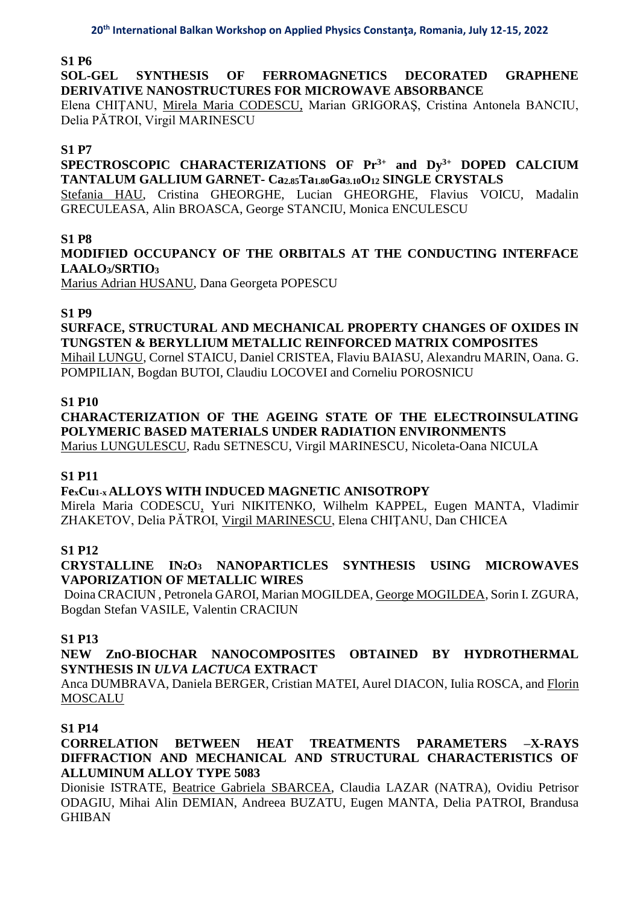**S1 P6**

**SOL-GEL SYNTHESIS OF FERROMAGNETICS DECORATED GRAPHENE DERIVATIVE NANOSTRUCTURES FOR MICROWAVE ABSORBANCE**

Elena CHIŢANU, Mirela Maria CODESCU, Marian GRIGORAȘ, Cristina Antonela BANCIU, Delia PĂTROI, Virgil MARINESCU

**S1 P7**

**SPECTROSCOPIC CHARACTERIZATIONS OF $Pr^{3+}$ and $Dy^{3+}$ DOPED CALCIUM TANTALUM GALLIUM GARNET- $Ca_{2.85}Ta_{1.80}Ga_{3.10}O_{12}$ SINGLE CRYSTALS**

Stefania HAU, Cristina GHEORGHE, Lucian GHEORGHE, Flavius VOICU, Madalin GRECULEASA, Alin BROASCA, George STANCIU, Monica ENCULESCU

**S1 P8**

**MODIFIED OCCUPANCY OF THE ORBITALS AT THE CONDUCTING INTERFACE $LAALO_3/SRTIO_3$**

Marius Adrian HUSANU, Dana Georgeta POPESCU

**S1 P9**

**SURFACE, STRUCTURAL AND MECHANICAL PROPERTY CHANGES OF OXIDES IN TUNGSTEN & BERYLLIUM METALLIC REINFORCED MATRIX COMPOSITES**

Mihail LUNGU, Cornel STAICU, Daniel CRISTEA, Flaviu BAIASU, Alexandru MARIN, Oana. G. POMPILIAN, Bogdan BUTOI, Claudiu LOCOVEI and Corneliu POROSNICU

**S1 P10**

**CHARACTERIZATION OF THE AGEING STATE OF THE ELECTROINSULATING POLYMERIC BASED MATERIALS UNDER RADIATION ENVIRONMENTS**

Marius LUNGULESCU, Radu SETNESCU, Virgil MARINESCU, Nicoleta-Oana NICULA

**S1 P11**

**$Fe_xCu_{1-x}$ ALLOYS WITH INDUCED MAGNETIC ANISOTROPY**

Mirela Maria CODESCU, Yuri NIKITENKO, Wilhelm KAPPEL, Eugen MANTA, Vladimir ZHAKETOV, Delia PĂTROI, Virgil MARINESCU, Elena CHIȚANU, Dan CHICEA

**S1 P12**

**CRYSTALLINE $IN_2O_3$ NANOPARTICLES SYNTHESIS USING MICROWAVES VAPORIZATION OF METALLIC WIRES**

Doina CRACIUN , Petronela GAROI, Marian MOGILDEA, George MOGILDEA, Sorin I. ZGURA, Bogdan Stefan VASILE, Valentin CRACIUN

**S1 P13**

**NEW ZnO-BIOCHAR NANOCOMPOSITES OBTAINED BY HYDROTHERMAL SYNTHESIS IN *ULVA LACTUCA* EXTRACT**

Anca DUMBRAVA, Daniela BERGER, Cristian MATEI, Aurel DIACON, Iulia ROSCA, and Florin MOSCALU

**S1 P14**

**CORRELATION BETWEEN HEAT TREATMENTS PARAMETERS –X-RAYS DIFFRACTION AND MECHANICAL AND STRUCTURAL CHARACTERISTICS OF ALLUMINUM ALLOY TYPE 5083**

Dionisie ISTRATE, Beatrice Gabriela SBARCEA, Claudia LAZAR (NATRA), Ovidiu Petrisor ODAGIU, Mihai Alin DEMIAN, Andreea BUZATU, Eugen MANTA, Delia PATROI, Brandusa GHIBAN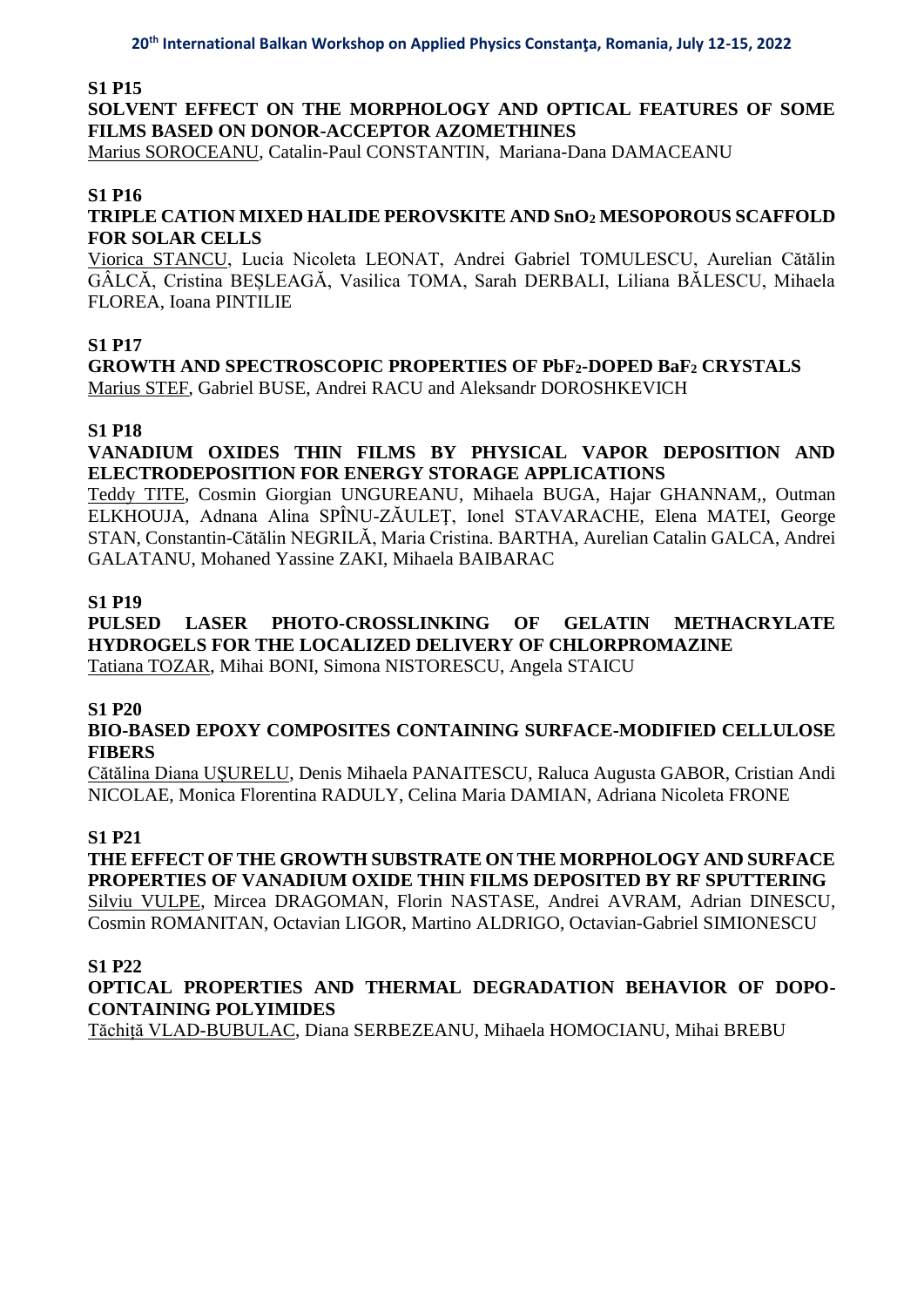**S1 P15**

**SOLVENT EFFECT ON THE MORPHOLOGY AND OPTICAL FEATURES OF SOME FILMS BASED ON DONOR-ACCEPTOR AZOMETHINES**

Marius SOROCEANU, Catalin-Paul CONSTANTIN, Mariana-Dana DAMACEANU

**S1 P16**

**TRIPLE CATION MIXED HALIDE PEROVSKITE AND $SnO_2$ MESOPOROUS SCAFFOLD FOR SOLAR CELLS**

Viorica STANCU, Lucia Nicoleta LEONAT, Andrei Gabriel TOMULESCU, Aurelian Cătălin GÂLCĂ, Cristina BEȘLEAGĂ, Vasilica TOMA, Sarah DERBALI, Liliana BĂLESCU, Mihaela FLOREA, Ioana PINTILIE

**S1 P17**

**GROWTH AND SPECTROSCOPIC PROPERTIES OF $PbF_2$-DOPED $BaF_2$ CRYSTALS**

Marius STEF, Gabriel BUSE, Andrei RACU and Aleksandr DOROSHKEVICH

**S1 P18**

**VANADIUM OXIDES THIN FILMS BY PHYSICAL VAPOR DEPOSITION AND ELECTRODEPOSITION FOR ENERGY STORAGE APPLICATIONS**

Teddy TITE, Cosmin Giorgian UNGUREANU, Mihaela BUGA, Hajar GHANNAM,, Outman ELKHOUJA, Adnana Alina SPÎNU-ZĂULEȚ, Ionel STAVARACHE, Elena MATEI, George STAN, Constantin-Cătălin NEGRILĂ, Maria Cristina. BARTHA, Aurelian Catalin GALCA, Andrei GALATANU, Mohaned Yassine ZAKI, Mihaela BAIBARAC

**S1 P19**

**PULSED LASER PHOTO-CROSSLINKING OF GELATIN METHACRYLATE HYDROGELS FOR THE LOCALIZED DELIVERY OF CHLORPROMAZINE**

Tatiana TOZAR, Mihai BONI, Simona NISTORESCU, Angela STAICU

**S1 P20**

**BIO-BASED EPOXY COMPOSITES CONTAINING SURFACE-MODIFIED CELLULOSE FIBERS**

Cătălina Diana UŞURELU, Denis Mihaela PANAITESCU, Raluca Augusta GABOR, Cristian Andi NICOLAE, Monica Florentina RADULY, Celina Maria DAMIAN, Adriana Nicoleta FRONE

**S1 P21**

**THE EFFECT OF THE GROWTH SUBSTRATE ON THE MORPHOLOGY AND SURFACE PROPERTIES OF VANADIUM OXIDE THIN FILMS DEPOSITED BY RF SPUTTERING**

Silviu VULPE, Mircea DRAGOMAN, Florin NASTASE, Andrei AVRAM, Adrian DINESCU, Cosmin ROMANITAN, Octavian LIGOR, Martino ALDRIGO, Octavian-Gabriel SIMIONESCU

**S1 P22**

**OPTICAL PROPERTIES AND THERMAL DEGRADATION BEHAVIOR OF DOPO-CONTAINING POLYIMIDES**

Tăchiță VLAD-BUBULAC, Diana SERBEZEANU, Mihaela HOMOCIANU, Mihai BREBU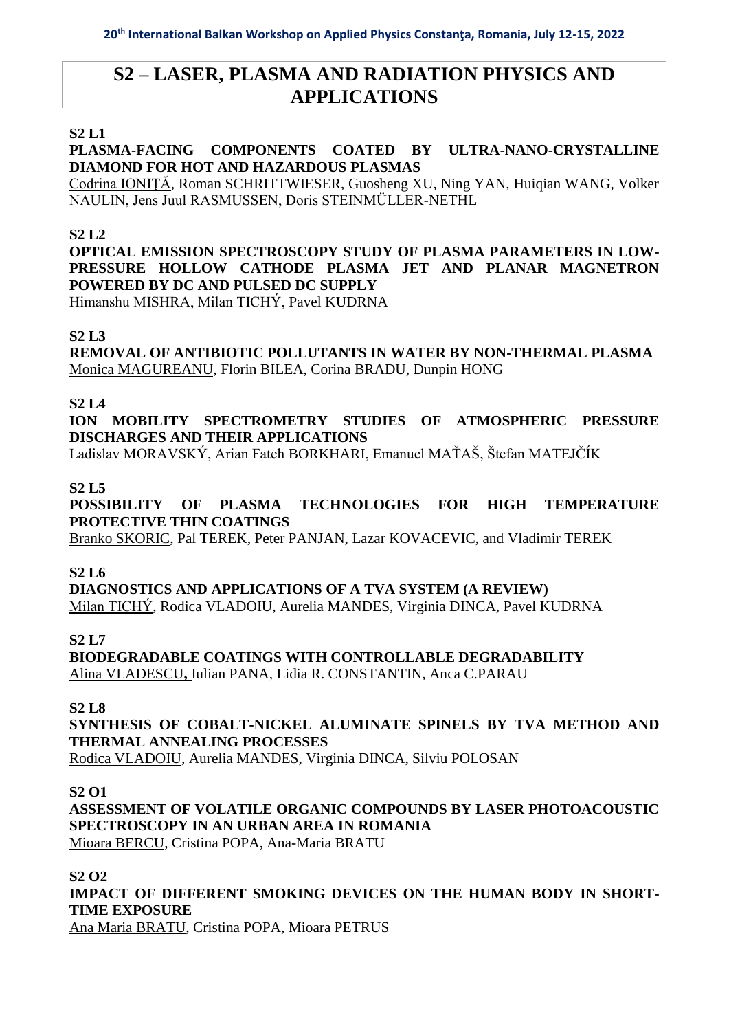# S2 – LASER, PLASMA AND RADIATION PHYSICS AND APPLICATIONS

**S2 L1**

**PLASMA-FACING COMPONENTS COATED BY ULTRA-NANO-CRYSTALLINE DIAMOND FOR HOT AND HAZARDOUS PLASMAS**

Codrina IONIŢĂ, Roman SCHRITTWIESER, Guosheng XU, Ning YAN, Huiqian WANG, Volker NAULIN, Jens Juul RASMUSSEN, Doris STEINMÜLLER-NETHL

**S2 L2**

**OPTICAL EMISSION SPECTROSCOPY STUDY OF PLASMA PARAMETERS IN LOW-PRESSURE HOLLOW CATHODE PLASMA JET AND PLANAR MAGNETRON POWERED BY DC AND PULSED DC SUPPLY**

Himanshu MISHRA, Milan TICHÝ, Pavel KUDRNA

**S2 L3**

**REMOVAL OF ANTIBIOTIC POLLUTANTS IN WATER BY NON-THERMAL PLASMA**

Monica MAGUREANU, Florin BILEA, Corina BRADU, Dunpin HONG

**S2 L4**

**ION MOBILITY SPECTROMETRY STUDIES OF ATMOSPHERIC PRESSURE DISCHARGES AND THEIR APPLICATIONS**

Ladislav MORAVSKÝ, Arian Fateh BORKHARI, Emanuel MAŤAŠ, Štefan MATEJČÍK

**S2 L5**

**POSSIBILITY OF PLASMA TECHNOLOGIES FOR HIGH TEMPERATURE PROTECTIVE THIN COATINGS**

Branko SKORIC, Pal TEREK, Peter PANJAN, Lazar KOVACEVIC, and Vladimir TEREK

**S2 L6**

**DIAGNOSTICS AND APPLICATIONS OF A TVA SYSTEM (A REVIEW)**

Milan TICHÝ, Rodica VLADOIU, Aurelia MANDES, Virginia DINCA, Pavel KUDRNA

**S2 L7**

**BIODEGRADABLE COATINGS WITH CONTROLLABLE DEGRADABILITY**

Alina VLADESCU, Iulian PANA, Lidia R. CONSTANTIN, Anca C.PARAU

**S2 L8**

**SYNTHESIS OF COBALT-NICKEL ALUMINATE SPINELS BY TVA METHOD AND THERMAL ANNEALING PROCESSES**

Rodica VLADOIU, Aurelia MANDES, Virginia DINCA, Silviu POLOSAN

**S2 O1**

**ASSESSMENT OF VOLATILE ORGANIC COMPOUNDS BY LASER PHOTOACOUSTIC SPECTROSCOPY IN AN URBAN AREA IN ROMANIA**

Mioara BERCU, Cristina POPA, Ana-Maria BRATU

**S2 O2**

**IMPACT OF DIFFERENT SMOKING DEVICES ON THE HUMAN BODY IN SHORT-TIME EXPOSURE**

Ana Maria BRATU, Cristina POPA, Mioara PETRUS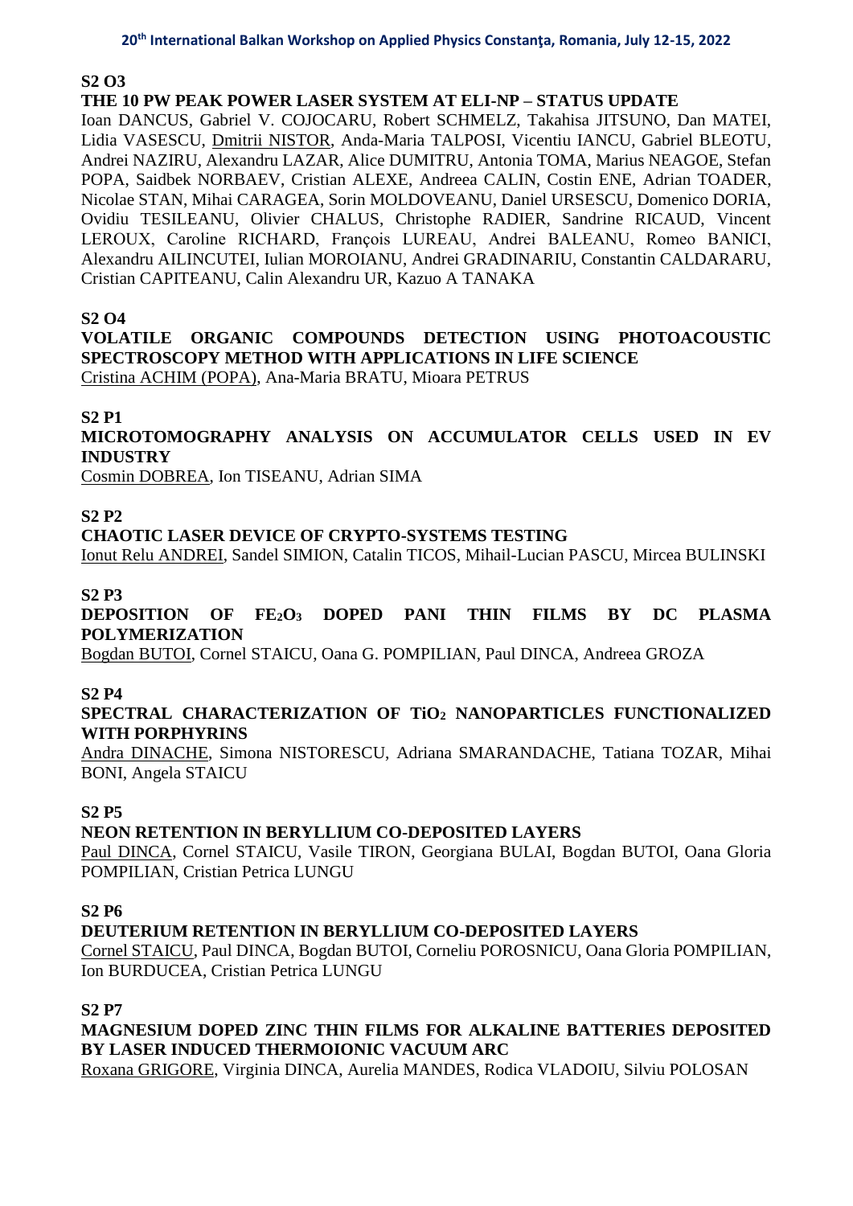**S2 O3**

**THE 10 PW PEAK POWER LASER SYSTEM AT ELI-NP – STATUS UPDATE**

Ioan DANCUS, Gabriel V. COJOCARU, Robert SCHMELZ, Takahisa JITSUNO, Dan MATEI, Lidia VASESCU, Dmitrii NISTOR, Anda-Maria TALPOSI, Vicentiu IANCU, Gabriel BLEOTU, Andrei NAZIRU, Alexandru LAZAR, Alice DUMITRU, Antonia TOMA, Marius NEAGOE, Stefan POPA, Saidbek NORBAEV, Cristian ALEXE, Andreea CALIN, Costin ENE, Adrian TOADER, Nicolae STAN, Mihai CARAGEA, Sorin MOLDOVEANU, Daniel URSESCU, Domenico DORIA, Ovidiu TESILEANU, Olivier CHALUS, Christophe RADIER, Sandrine RICAUD, Vincent LEROUX, Caroline RICHARD, François LUREAU, Andrei BALEANU, Romeo BANICI, Alexandru AILINCUTEI, Iulian MOROIANU, Andrei GRADINARIU, Constantin CALDARARU, Cristian CAPITEANU, Calin Alexandru UR, Kazuo A TANAKA

**S2 O4**

**VOLATILE ORGANIC COMPOUNDS DETECTION USING PHOTOACOUSTIC SPECTROSCOPY METHOD WITH APPLICATIONS IN LIFE SCIENCE**

Cristina ACHIM (POPA), Ana-Maria BRATU, Mioara PETRUS

**S2 P1**

**MICROTOMOGRAPHY ANALYSIS ON ACCUMULATOR CELLS USED IN EV INDUSTRY**

Cosmin DOBREA, Ion TISEANU, Adrian SIMA

**S2 P2**

**CHAOTIC LASER DEVICE OF CRYPTO-SYSTEMS TESTING**

Ionut Relu ANDREI, Sandel SIMION, Catalin TICOS, Mihail-Lucian PASCU, Mircea BULINSKI

**S2 P3**

**DEPOSITION OF $FE_2O_3$ DOPED PANI THIN FILMS BY DC PLASMA POLYMERIZATION**

Bogdan BUTOI, Cornel STAICU, Oana G. POMPILIAN, Paul DINCA, Andreea GROZA

**S2 P4**

**SPECTRAL CHARACTERIZATION OF $TiO_2$ NANOPARTICLES FUNCTIONALIZED WITH PORPHYRINS**

Andra DINACHE, Simona NISTORESCU, Adriana SMARANDACHE, Tatiana TOZAR, Mihai BONI, Angela STAICU

**S2 P5**

**NEON RETENTION IN BERYLLIUM CO-DEPOSITED LAYERS**

Paul DINCA, Cornel STAICU, Vasile TIRON, Georgiana BULAI, Bogdan BUTOI, Oana Gloria POMPILIAN, Cristian Petrica LUNGU

**S2 P6**

**DEUTERIUM RETENTION IN BERYLLIUM CO-DEPOSITED LAYERS**

Cornel STAICU, Paul DINCA, Bogdan BUTOI, Corneliu POROSNICU, Oana Gloria POMPILIAN, Ion BURDUCEA, Cristian Petrica LUNGU

**S2 P7**

**MAGNESIUM DOPED ZINC THIN FILMS FOR ALKALINE BATTERIES DEPOSITED BY LASER INDUCED THERMOIONIC VACUUM ARC**

Roxana GRIGORE, Virginia DINCA, Aurelia MANDES, Rodica VLADOIU, Silviu POLOSAN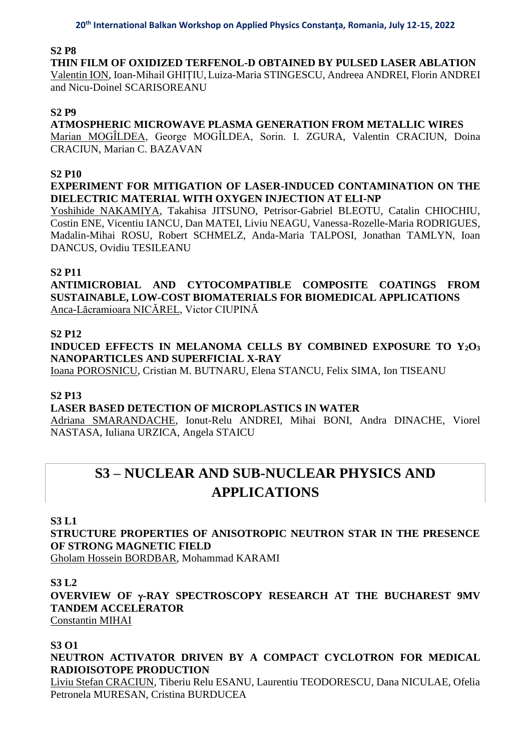**S2 P8**

**THIN FILM OF OXIDIZED TERFENOL-D OBTAINED BY PULSED LASER ABLATION**
Valentin ION, Ioan-Mihail GHIȚIU, Luiza-Maria STINGESCU, Andreea ANDREI, Florin ANDREI and Nicu-Doinel SCARISOREANU

**S2 P9**

**ATMOSPHERIC MICROWAVE PLASMA GENERATION FROM METALLIC WIRES**
Marian MOGÎLDEA, George MOGÎLDEA, Sorin. I. ZGURA, Valentin CRACIUN, Doina CRACIUN, Marian C. BAZAVAN

**S2 P10**

**EXPERIMENT FOR MITIGATION OF LASER-INDUCED CONTAMINATION ON THE DIELECTRIC MATERIAL WITH OXYGEN INJECTION AT ELI-NP**
Yoshihide NAKAMIYA, Takahisa JITSUNO, Petrisor-Gabriel BLEOTU, Catalin CHIOCHIU, Costin ENE, Vicentiu IANCU, Dan MATEI, Liviu NEAGU, Vanessa-Rozelle-Maria RODRIGUES, Madalin-Mihai ROSU, Robert SCHMELZ, Anda-Maria TALPOSI, Jonathan TAMLYN, Ioan DANCUS, Ovidiu TESILEANU

**S2 P11**

**ANTIMICROBIAL AND CYTOCOMPATIBLE COMPOSITE COATINGS FROM SUSTAINABLE, LOW-COST BIOMATERIALS FOR BIOMEDICAL APPLICATIONS**
Anca-Lăcramioara NICĂREL, Victor CIUPINĂ

**S2 P12**

**INDUCED EFFECTS IN MELANOMA CELLS BY COMBINED EXPOSURE TO $Y_2O_3$ NANOPARTICLES AND SUPERFICIAL X-RAY**
Ioana POROSNICU, Cristian M. BUTNARU, Elena STANCU, Felix SIMA, Ion TISEANU

**S2 P13**

**LASER BASED DETECTION OF MICROPLASTICS IN WATER**
Adriana SMARANDACHE, Ionut-Relu ANDREI, Mihai BONI, Andra DINACHE, Viorel NASTASA, Iuliana URZICA, Angela STAICU

# S3 – NUCLEAR AND SUB-NUCLEAR PHYSICS AND APPLICATIONS

**S3 L1**

**STRUCTURE PROPERTIES OF ANISOTROPIC NEUTRON STAR IN THE PRESENCE OF STRONG MAGNETIC FIELD**
Gholam Hossein BORDBAR, Mohammad KARAMI

**S3 L2**

**OVERVIEW OF γ-RAY SPECTROSCOPY RESEARCH AT THE BUCHAREST 9MV TANDEM ACCELERATOR**
Constantin MIHAI

**S3 O1**

**NEUTRON ACTIVATOR DRIVEN BY A COMPACT CYCLOTRON FOR MEDICAL RADIOISOTOPE PRODUCTION**
Liviu Stefan CRACIUN, Tiberiu Relu ESANU, Laurentiu TEODORESCU, Dana NICULAE, Ofelia Petronela MURESAN, Cristina BURDUCEA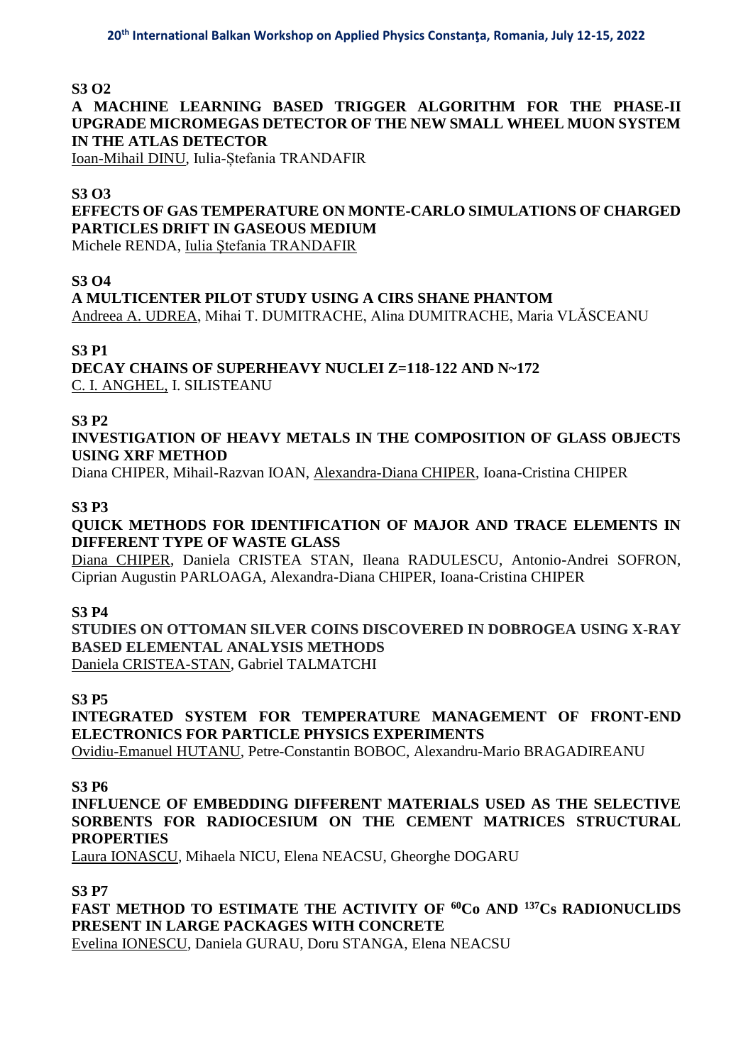**S3 O2**

**A MACHINE LEARNING BASED TRIGGER ALGORITHM FOR THE PHASE-II UPGRADE MICROMEGAS DETECTOR OF THE NEW SMALL WHEEL MUON SYSTEM IN THE ATLAS DETECTOR**

Ioan-Mihail DINU, Iulia-Ștefania TRANDAFIR

**S3 O3**

**EFFECTS OF GAS TEMPERATURE ON MONTE-CARLO SIMULATIONS OF CHARGED PARTICLES DRIFT IN GASEOUS MEDIUM**

Michele RENDA, Iulia Ştefania TRANDAFIR

**S3 O4**

**A MULTICENTER PILOT STUDY USING A CIRS SHANE PHANTOM**

Andreea A. UDREA, Mihai T. DUMITRACHE, Alina DUMITRACHE, Maria VLĂSCEANU

**S3 P1**

**DECAY CHAINS OF SUPERHEAVY NUCLEI Z=118-122 AND N~172**

C. I. ANGHEL, I. SILISTEANU

**S3 P2**

**INVESTIGATION OF HEAVY METALS IN THE COMPOSITION OF GLASS OBJECTS USING XRF METHOD**

Diana CHIPER, Mihail-Razvan IOAN, Alexandra-Diana CHIPER, Ioana-Cristina CHIPER

**S3 P3**

**QUICK METHODS FOR IDENTIFICATION OF MAJOR AND TRACE ELEMENTS IN DIFFERENT TYPE OF WASTE GLASS**

Diana CHIPER, Daniela CRISTEA STAN, Ileana RADULESCU, Antonio-Andrei SOFRON, Ciprian Augustin PARLOAGA, Alexandra-Diana CHIPER, Ioana-Cristina CHIPER

**S3 P4**

**STUDIES ON OTTOMAN SILVER COINS DISCOVERED IN DOBROGEA USING X-RAY BASED ELEMENTAL ANALYSIS METHODS**

Daniela CRISTEA-STAN, Gabriel TALMATCHI

**S3 P5**

**INTEGRATED SYSTEM FOR TEMPERATURE MANAGEMENT OF FRONT-END ELECTRONICS FOR PARTICLE PHYSICS EXPERIMENTS**

Ovidiu-Emanuel HUTANU, Petre-Constantin BOBOC, Alexandru-Mario BRAGADIREANU

**S3 P6**

**INFLUENCE OF EMBEDDING DIFFERENT MATERIALS USED AS THE SELECTIVE SORBENTS FOR RADIOCESIUM ON THE CEMENT MATRICES STRUCTURAL PROPERTIES**

Laura IONASCU, Mihaela NICU, Elena NEACSU, Gheorghe DOGARU

**S3 P7**

**FAST METHOD TO ESTIMATE THE ACTIVITY OF $^{60}$Co AND $^{137}$Cs RADIONUCLIDS PRESENT IN LARGE PACKAGES WITH CONCRETE**

Evelina IONESCU, Daniela GURAU, Doru STANGA, Elena NEACSU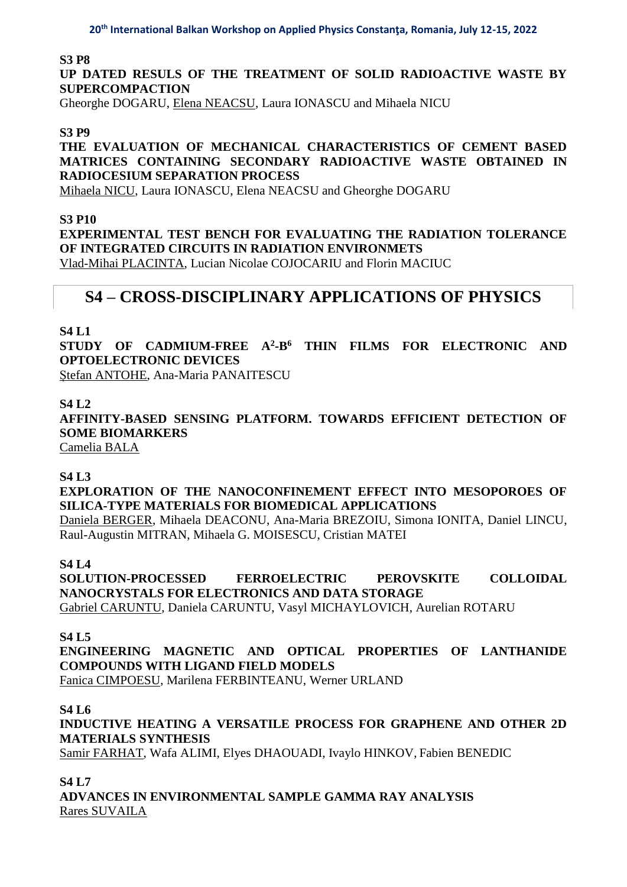**S3 P8**

**UP DATED RESULS OF THE TREATMENT OF SOLID RADIOACTIVE WASTE BY SUPERCOMPACTION**

Gheorghe DOGARU, Elena NEACSU, Laura IONASCU and Mihaela NICU

**S3 P9**

**THE EVALUATION OF MECHANICAL CHARACTERISTICS OF CEMENT BASED MATRICES CONTAINING SECONDARY RADIOACTIVE WASTE OBTAINED IN RADIOCESIUM SEPARATION PROCESS**

Mihaela NICU, Laura IONASCU, Elena NEACSU and Gheorghe DOGARU

**S3 P10**

**EXPERIMENTAL TEST BENCH FOR EVALUATING THE RADIATION TOLERANCE OF INTEGRATED CIRCUITS IN RADIATION ENVIRONMETS**

Vlad-Mihai PLACINTA, Lucian Nicolae COJOCARIU and Florin MACIUC

## S4 – CROSS-DISCIPLINARY APPLICATIONS OF PHYSICS

**S4 L1**

**STUDY OF CADMIUM-FREE $A^2$-$B^6$ THIN FILMS FOR ELECTRONIC AND OPTOELECTRONIC DEVICES**

Ştefan ANTOHE, Ana-Maria PANAITESCU

**S4 L2**

**AFFINITY-BASED SENSING PLATFORM. TOWARDS EFFICIENT DETECTION OF SOME BIOMARKERS**

Camelia BALA

**S4 L3**

**EXPLORATION OF THE NANOCONFINEMENT EFFECT INTO MESOPOROES OF SILICA-TYPE MATERIALS FOR BIOMEDICAL APPLICATIONS**

Daniela BERGER, Mihaela DEACONU, Ana-Maria BREZOIU, Simona IONITA, Daniel LINCU, Raul-Augustin MITRAN, Mihaela G. MOISESCU, Cristian MATEI

**S4 L4**

**SOLUTION-PROCESSED FERROELECTRIC PEROVSKITE COLLOIDAL NANOCRYSTALS FOR ELECTRONICS AND DATA STORAGE**

Gabriel CARUNTU, Daniela CARUNTU, Vasyl MICHAYLOVICH, Aurelian ROTARU

**S4 L5**

**ENGINEERING MAGNETIC AND OPTICAL PROPERTIES OF LANTHANIDE COMPOUNDS WITH LIGAND FIELD MODELS**

Fanica CIMPOESU, Marilena FERBINTEANU, Werner URLAND

**S4 L6**

**INDUCTIVE HEATING A VERSATILE PROCESS FOR GRAPHENE AND OTHER 2D MATERIALS SYNTHESIS**

Samir FARHAT, Wafa ALIMI, Elyes DHAOUADI, Ivaylo HINKOV, Fabien BENEDIC

**S4 L7**

**ADVANCES IN ENVIRONMENTAL SAMPLE GAMMA RAY ANALYSIS**

Rares SUVAILA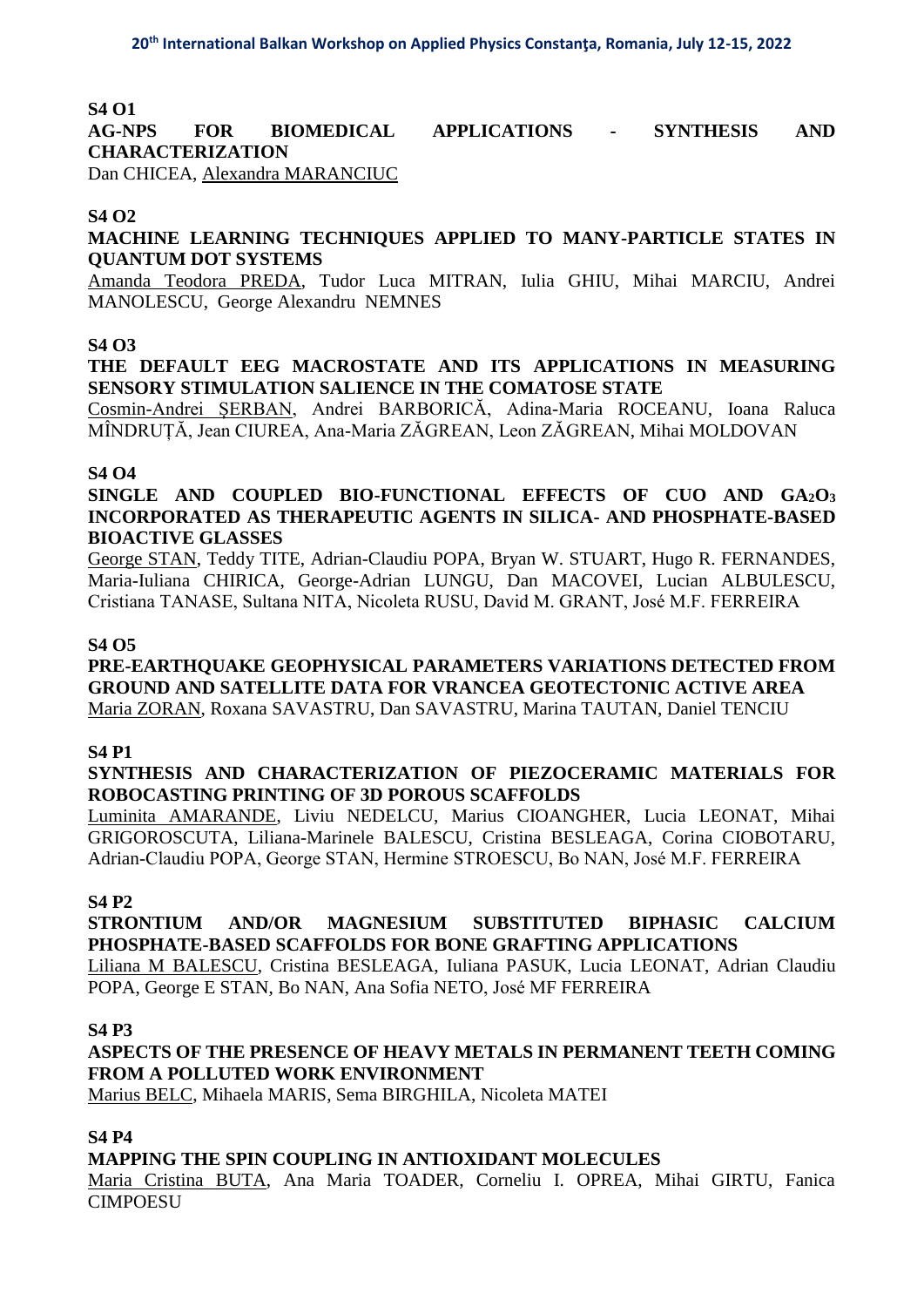**S4 O1**

**AG-NPS FOR BIOMEDICAL APPLICATIONS - SYNTHESIS AND CHARACTERIZATION**

Dan CHICEA, Alexandra MARANCIUC

**S4 O2**

**MACHINE LEARNING TECHNIQUES APPLIED TO MANY-PARTICLE STATES IN QUANTUM DOT SYSTEMS**

Amanda Teodora PREDA, Tudor Luca MITRAN, Iulia GHIU, Mihai MARCIU, Andrei MANOLESCU, George Alexandru NEMNES

**S4 O3**

**THE DEFAULT EEG MACROSTATE AND ITS APPLICATIONS IN MEASURING SENSORY STIMULATION SALIENCE IN THE COMATOSE STATE**

Cosmin-Andrei ŞERBAN, Andrei BARBORICĂ, Adina-Maria ROCEANU, Ioana Raluca MÎNDRUȚĂ, Jean CIUREA, Ana-Maria ZĂGREAN, Leon ZĂGREAN, Mihai MOLDOVAN

**S4 O4**

**SINGLE AND COUPLED BIO-FUNCTIONAL EFFECTS OF CUO AND $GA_2O_3$ INCORPORATED AS THERAPEUTIC AGENTS IN SILICA- AND PHOSPHATE-BASED BIOACTIVE GLASSES**

George STAN, Teddy TITE, Adrian-Claudiu POPA, Bryan W. STUART, Hugo R. FERNANDES, Maria-Iuliana CHIRICA, George-Adrian LUNGU, Dan MACOVEI, Lucian ALBULESCU, Cristiana TANASE, Sultana NITA, Nicoleta RUSU, David M. GRANT, José M.F. FERREIRA

**S4 O5**

**PRE-EARTHQUAKE GEOPHYSICAL PARAMETERS VARIATIONS DETECTED FROM GROUND AND SATELLITE DATA FOR VRANCEA GEOTECTONIC ACTIVE AREA**

Maria ZORAN, Roxana SAVASTRU, Dan SAVASTRU, Marina TAUTAN, Daniel TENCIU

**S4 P1**

**SYNTHESIS AND CHARACTERIZATION OF PIEZOCERAMIC MATERIALS FOR ROBOCASTING PRINTING OF 3D POROUS SCAFFOLDS**

Luminita AMARANDE, Liviu NEDELCU, Marius CIOANGHER, Lucia LEONAT, Mihai GRIGOROSCUTA, Liliana-Marinele BALESCU, Cristina BESLEAGA, Corina CIOBOTARU, Adrian-Claudiu POPA, George STAN, Hermine STROESCU, Bo NAN, José M.F. FERREIRA

**S4 P2**

**STRONTIUM AND/OR MAGNESIUM SUBSTITUTED BIPHASIC CALCIUM PHOSPHATE-BASED SCAFFOLDS FOR BONE GRAFTING APPLICATIONS**

Liliana M BALESCU, Cristina BESLEAGA, Iuliana PASUK, Lucia LEONAT, Adrian Claudiu POPA, George E STAN, Bo NAN, Ana Sofia NETO, José MF FERREIRA

**S4 P3**

**ASPECTS OF THE PRESENCE OF HEAVY METALS IN PERMANENT TEETH COMING FROM A POLLUTED WORK ENVIRONMENT**

Marius BELC, Mihaela MARIS, Sema BIRGHILA, Nicoleta MATEI

**S4 P4**

**MAPPING THE SPIN COUPLING IN ANTIOXIDANT MOLECULES**

Maria Cristina BUTA, Ana Maria TOADER, Corneliu I. OPREA, Mihai GIRTU, Fanica CIMPOESU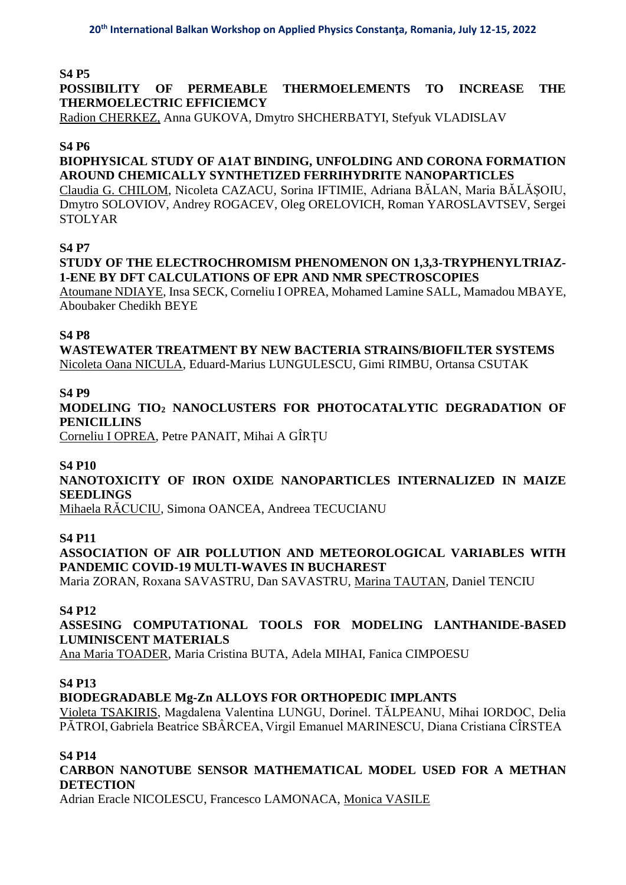**S4 P5**

**POSSIBILITY OF PERMEABLE THERMOELEMENTS TO INCREASE THE THERMOELECTRIC EFFICIEMCY**

Radion CHERKEZ, Anna GUKOVA, Dmytro SHCHERBATYI, Stefyuk VLADISLAV

**S4 P6**

**BIOPHYSICAL STUDY OF A1AT BINDING, UNFOLDING AND CORONA FORMATION AROUND CHEMICALLY SYNTHETIZED FERRIHYDRITE NANOPARTICLES**

Claudia G. CHILOM, Nicoleta CAZACU, Sorina IFTIMIE, Adriana BĂLAN, Maria BĂLĂȘOIU, Dmytro SOLOVIOV, Andrey ROGACEV, Oleg ORELOVICH, Roman YAROSLAVTSEV, Sergei STOLYAR

**S4 P7**

**STUDY OF THE ELECTROCHROMISM PHENOMENON ON 1,3,3-TRYPHENYLTRIAZ-1-ENE BY DFT CALCULATIONS OF EPR AND NMR SPECTROSCOPIES**

Atoumane NDIAYE, Insa SECK, Corneliu I OPREA, Mohamed Lamine SALL, Mamadou MBAYE, Aboubaker Chedikh BEYE

**S4 P8**

**WASTEWATER TREATMENT BY NEW BACTERIA STRAINS/BIOFILTER SYSTEMS**

Nicoleta Oana NICULA, Eduard-Marius LUNGULESCU, Gimi RIMBU, Ortansa CSUTAK

**S4 P9**

**MODELING $TIO_2$ NANOCLUSTERS FOR PHOTOCATALYTIC DEGRADATION OF PENICILLINS**

Corneliu I OPREA, Petre PANAIT, Mihai A GÎRȚU

**S4 P10**

**NANOTOXICITY OF IRON OXIDE NANOPARTICLES INTERNALIZED IN MAIZE SEEDLINGS**

Mihaela RĂCUCIU, Simona OANCEA, Andreea TECUCIANU

**S4 P11**

**ASSOCIATION OF AIR POLLUTION AND METEOROLOGICAL VARIABLES WITH PANDEMIC COVID-19 MULTI-WAVES IN BUCHAREST**

Maria ZORAN, Roxana SAVASTRU, Dan SAVASTRU, Marina TAUTAN, Daniel TENCIU

**S4 P12**

**ASSESING COMPUTATIONAL TOOLS FOR MODELING LANTHANIDE-BASED LUMINISCENT MATERIALS**

Ana Maria TOADER, Maria Cristina BUTA, Adela MIHAI, Fanica CIMPOESU

**S4 P13**

**BIODEGRADABLE Mg-Zn ALLOYS FOR ORTHOPEDIC IMPLANTS**

Violeta TSAKIRIS, Magdalena Valentina LUNGU, Dorinel. TĂLPEANU, Mihai IORDOC, Delia PĂTROI, Gabriela Beatrice SBÂRCEA, Virgil Emanuel MARINESCU, Diana Cristiana CÎRSTEA

**S4 P14**

**CARBON NANOTUBE SENSOR MATHEMATICAL MODEL USED FOR A METHAN DETECTION**

Adrian Eracle NICOLESCU, Francesco LAMONACA, Monica VASILE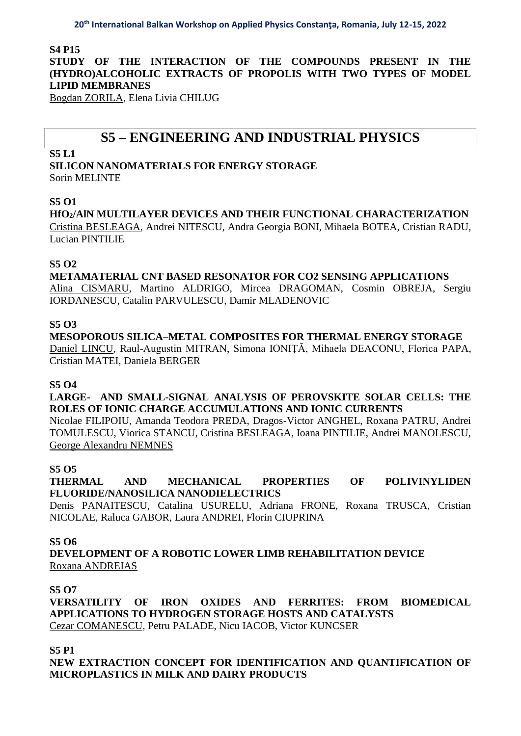**S4 P15**

**STUDY OF THE INTERACTION OF THE COMPOUNDS PRESENT IN THE (HYDRO)ALCOHOLIC EXTRACTS OF PROPOLIS WITH TWO TYPES OF MODEL LIPID MEMBRANES**

<u>Bogdan ZORILA</u>, Elena Livia CHILUG

## S5 – ENGINEERING AND INDUSTRIAL PHYSICS

**S5 L1**

**SILICON NANOMATERIALS FOR ENERGY STORAGE**

Sorin MELINTE

**S5 O1**

**$HfO_2$/AlN MULTILAYER DEVICES AND THEIR FUNCTIONAL CHARACTERIZATION**

<u>Cristina BESLEAGA</u>, Andrei NITESCU, Andra Georgia BONI, Mihaela BOTEA, Cristian RADU, Lucian PINTILIE

**S5 O2**

**METAMATERIAL CNT BASED RESONATOR FOR CO2 SENSING APPLICATIONS**

<u>Alina CISMARU</u>, Martino ALDRIGO, Mircea DRAGOMAN, Cosmin OBREJA, Sergiu IORDANESCU, Catalin PARVULESCU, Damir MLADENOVIC

**S5 O3**

**MESOPOROUS SILICA–METAL COMPOSITES FOR THERMAL ENERGY STORAGE**

<u>Daniel LINCU</u>, Raul-Augustin MITRAN, Simona IONIȚĂ, Mihaela DEACONU, Florica PAPA, Cristian MATEI, Daniela BERGER

**S5 O4**

**LARGE- AND SMALL-SIGNAL ANALYSIS OF PEROVSKITE SOLAR CELLS: THE ROLES OF IONIC CHARGE ACCUMULATIONS AND IONIC CURRENTS**

Nicolae FILIPOIU, Amanda Teodora PREDA, Dragos-Victor ANGHEL, Roxana PATRU, Andrei TOMULESCU, Viorica STANCU, Cristina BESLEAGA, Ioana PINTILIE, Andrei MANOLESCU, <u>George Alexandru NEMNES</u>

**S5 O5**

**THERMAL AND MECHANICAL PROPERTIES OF POLIVINYLIDEN FLUORIDE/NANOSILICA NANODIELECTRICS**

<u>Denis PANAITESCU</u>, Catalina USURELU, Adriana FRONE, Roxana TRUSCA, Cristian NICOLAE, Raluca GABOR, Laura ANDREI, Florin CIUPRINA

**S5 O6**

**DEVELOPMENT OF A ROBOTIC LOWER LIMB REHABILITATION DEVICE**

<u>Roxana ANDREIAS</u>

**S5 O7**

**VERSATILITY OF IRON OXIDES AND FERRITES: FROM BIOMEDICAL APPLICATIONS TO HYDROGEN STORAGE HOSTS AND CATALYSTS**

<u>Cezar COMANESCU</u>, Petru PALADE, Nicu IACOB, Victor KUNCSER

**S5 P1**

**NEW EXTRACTION CONCEPT FOR IDENTIFICATION AND QUANTIFICATION OF MICROPLASTICS IN MILK AND DAIRY PRODUCTS**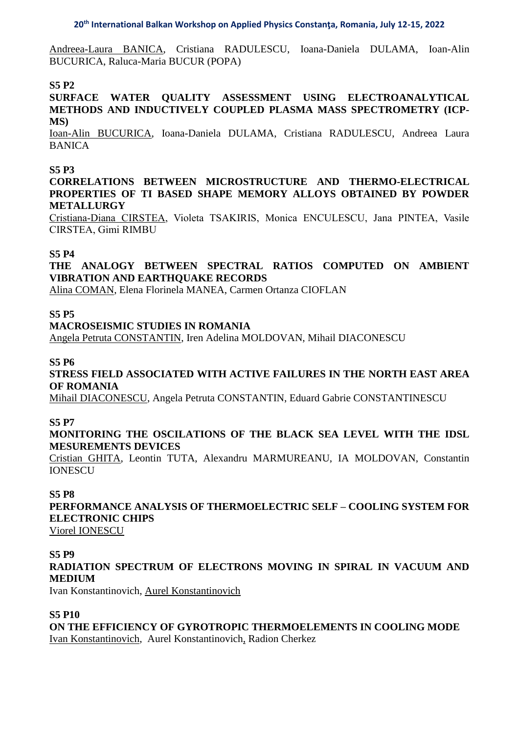<u>Andreea-Laura BANICA</u>, Cristiana RADULESCU, Ioana-Daniela DULAMA, Ioan-Alin BUCURICA, Raluca-Maria BUCUR (POPA)

**S5 P2**

**SURFACE WATER QUALITY ASSESSMENT USING ELECTROANALYTICAL METHODS AND INDUCTIVELY COUPLED PLASMA MASS SPECTROMETRY (ICP-MS)**

<u>Ioan-Alin BUCURICA</u>, Ioana-Daniela DULAMA, Cristiana RADULESCU, Andreea Laura BANICA

**S5 P3**

**CORRELATIONS BETWEEN MICROSTRUCTURE AND THERMO-ELECTRICAL PROPERTIES OF TI BASED SHAPE MEMORY ALLOYS OBTAINED BY POWDER METALLURGY**

<u>Cristiana-Diana CIRSTEA</u>, Violeta TSAKIRIS, Monica ENCULESCU, Jana PINTEA, Vasile CIRSTEA, Gimi RIMBU

**S5 P4**

**THE ANALOGY BETWEEN SPECTRAL RATIOS COMPUTED ON AMBIENT VIBRATION AND EARTHQUAKE RECORDS**

<u>Alina COMAN</u>, Elena Florinela MANEA, Carmen Ortanza CIOFLAN

**S5 P5**

**MACROSEISMIC STUDIES IN ROMANIA**

<u>Angela Petruta CONSTANTIN</u>, Iren Adelina MOLDOVAN, Mihail DIACONESCU

**S5 P6**

**STRESS FIELD ASSOCIATED WITH ACTIVE FAILURES IN THE NORTH EAST AREA OF ROMANIA**

<u>Mihail DIACONESCU</u>, Angela Petruta CONSTANTIN, Eduard Gabrie CONSTANTINESCU

**S5 P7**

**MONITORING THE OSCILATIONS OF THE BLACK SEA LEVEL WITH THE IDSL MESUREMENTS DEVICES**

<u>Cristian GHITA</u>, Leontin TUTA, Alexandru MARMUREANU, IA MOLDOVAN, Constantin IONESCU

**S5 P8**

**PERFORMANCE ANALYSIS OF THERMOELECTRIC SELF – COOLING SYSTEM FOR ELECTRONIC CHIPS**

<u>Viorel IONESCU</u>

**S5 P9**

**RADIATION SPECTRUM OF ELECTRONS MOVING IN SPIRAL IN VACUUM AND MEDIUM**

Ivan Konstantinovich, <u>Aurel Konstantinovich</u>

**S5 P10**

**ON THE EFFICIENCY OF GYROTROPIC THERMOELEMENTS IN COOLING MODE**

<u>Ivan Konstantinovich</u>, Aurel Konstantinovich, Radion Cherkez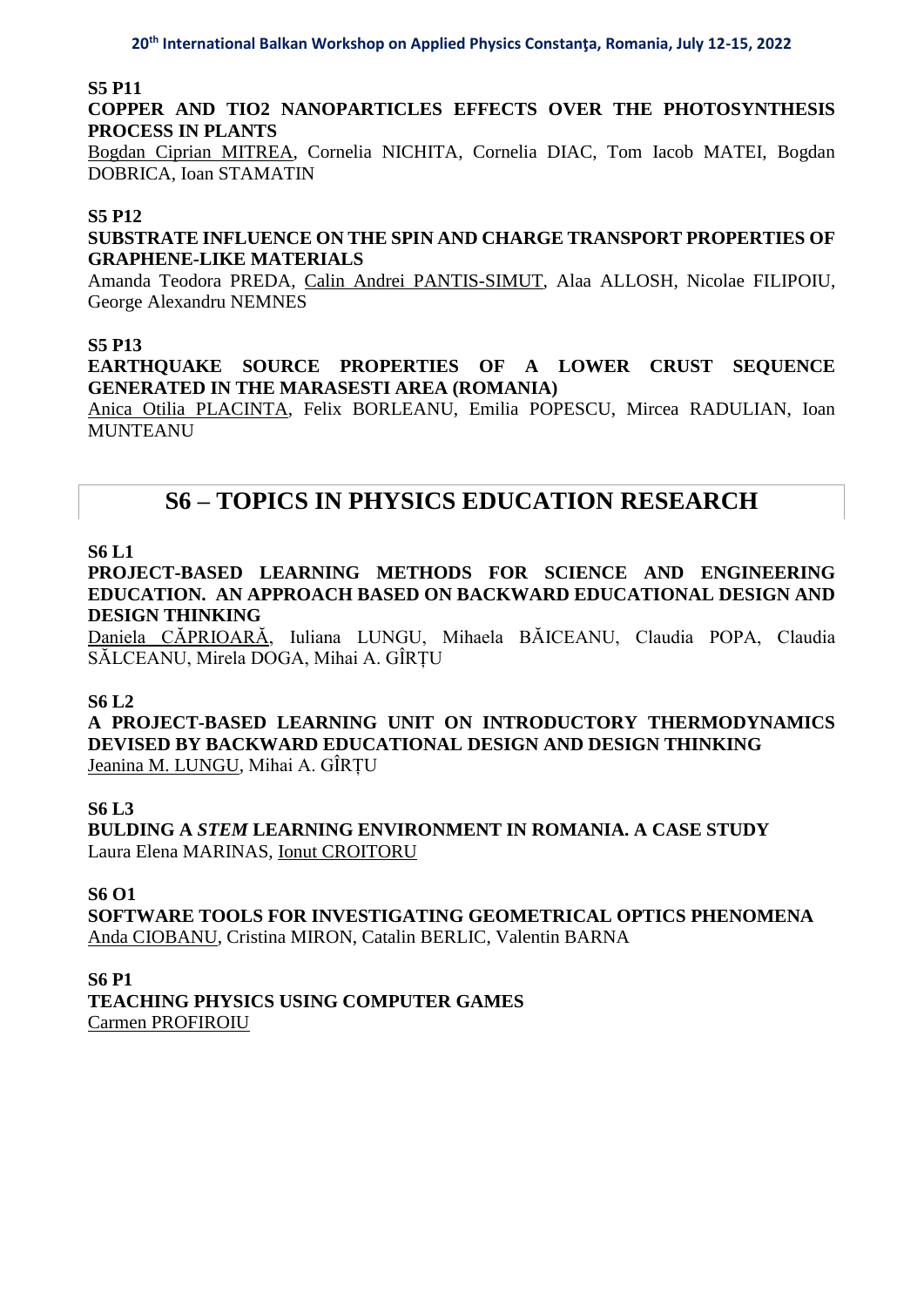**S5 P11**

**COPPER AND TIO2 NANOPARTICLES EFFECTS OVER THE PHOTOSYNTHESIS PROCESS IN PLANTS**

Bogdan Ciprian MITREA, Cornelia NICHITA, Cornelia DIAC, Tom Iacob MATEI, Bogdan DOBRICA, Ioan STAMATIN

**S5 P12**

**SUBSTRATE INFLUENCE ON THE SPIN AND CHARGE TRANSPORT PROPERTIES OF GRAPHENE-LIKE MATERIALS**

Amanda Teodora PREDA, Calin Andrei PANTIS-SIMUT, Alaa ALLOSH, Nicolae FILIPOIU, George Alexandru NEMNES

**S5 P13**

**EARTHQUAKE SOURCE PROPERTIES OF A LOWER CRUST SEQUENCE GENERATED IN THE MARASESTI AREA (ROMANIA)**

Anica Otilia PLACINTA, Felix BORLEANU, Emilia POPESCU, Mircea RADULIAN, Ioan MUNTEANU

## S6 – TOPICS IN PHYSICS EDUCATION RESEARCH

**S6 L1**

**PROJECT-BASED LEARNING METHODS FOR SCIENCE AND ENGINEERING EDUCATION. AN APPROACH BASED ON BACKWARD EDUCATIONAL DESIGN AND DESIGN THINKING**

Daniela CĂPRIOARĂ, Iuliana LUNGU, Mihaela BĂICEANU, Claudia POPA, Claudia SĂLCEANU, Mirela DOGA, Mihai A. GÎRȚU

**S6 L2**

**A PROJECT-BASED LEARNING UNIT ON INTRODUCTORY THERMODYNAMICS DEVISED BY BACKWARD EDUCATIONAL DESIGN AND DESIGN THINKING**

Jeanina M. LUNGU, Mihai A. GÎRȚU

**S6 L3**

**BULDING A *STEM* LEARNING ENVIRONMENT IN ROMANIA. A CASE STUDY**

Laura Elena MARINAS, Ionut CROITORU

**S6 O1**

**SOFTWARE TOOLS FOR INVESTIGATING GEOMETRICAL OPTICS PHENOMENA**

Anda CIOBANU, Cristina MIRON, Catalin BERLIC, Valentin BARNA

**S6 P1**

**TEACHING PHYSICS USING COMPUTER GAMES**

Carmen PROFIROIU